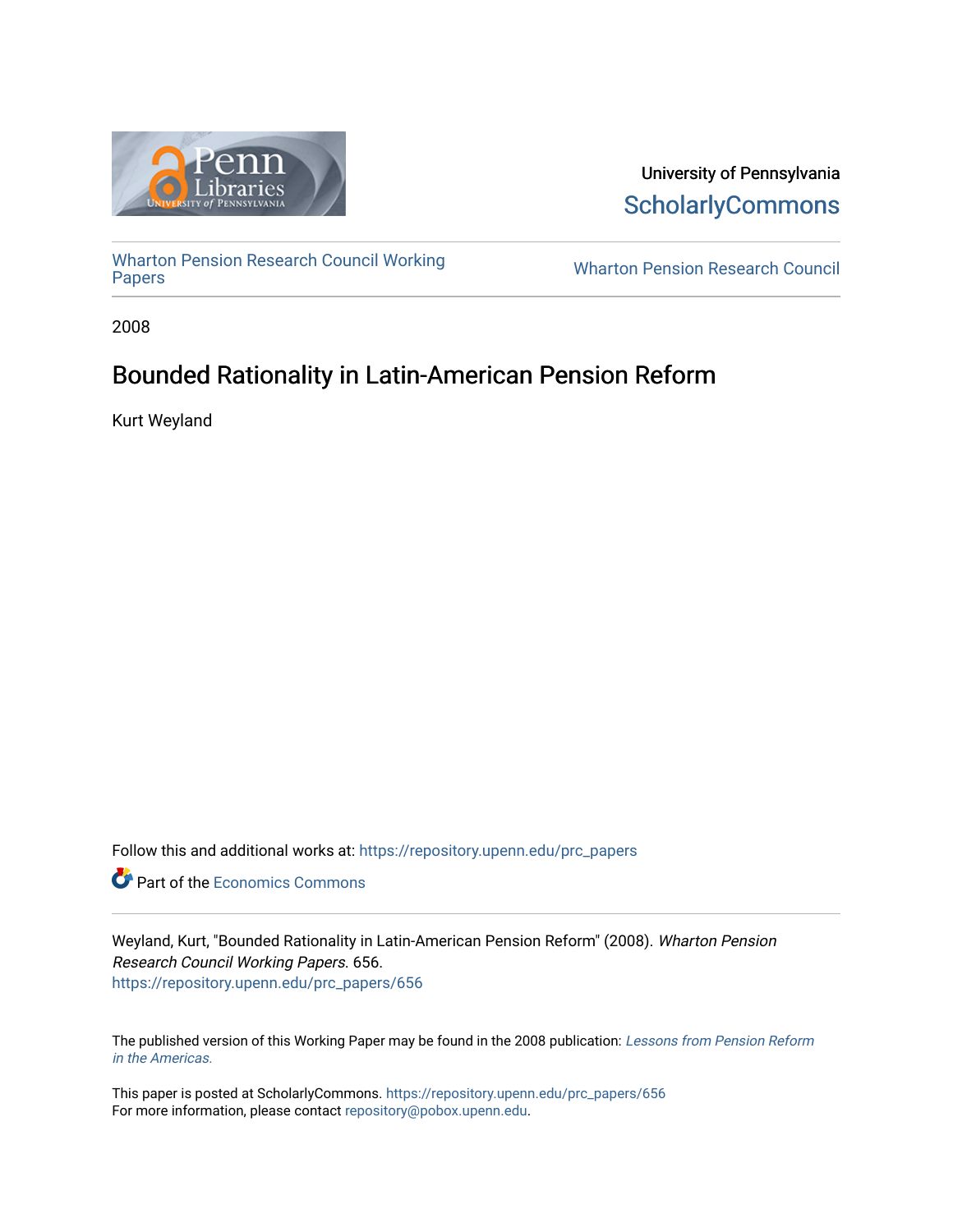University of Pennsylvania
ScholarlyCommons

Wharton Pension Research Council Working Papers

Wharton Pension Research Council

2008

# Bounded Rationality in Latin-American Pension Reform

Kurt Weyland

Follow this and additional works at: https://repository.upenn.edu/prc_papers

Part of the Economics Commons

Weyland, Kurt, "Bounded Rationality in Latin-American Pension Reform" (2008). *Wharton Pension Research Council Working Papers*. 656.
https://repository.upenn.edu/prc_papers/656

The published version of this Working Paper may be found in the 2008 publication: *Lessons from Pension Reform in the Americas.*

This paper is posted at ScholarlyCommons. https://repository.upenn.edu/prc_papers/656
For more information, please contact repository@pobox.upenn.edu.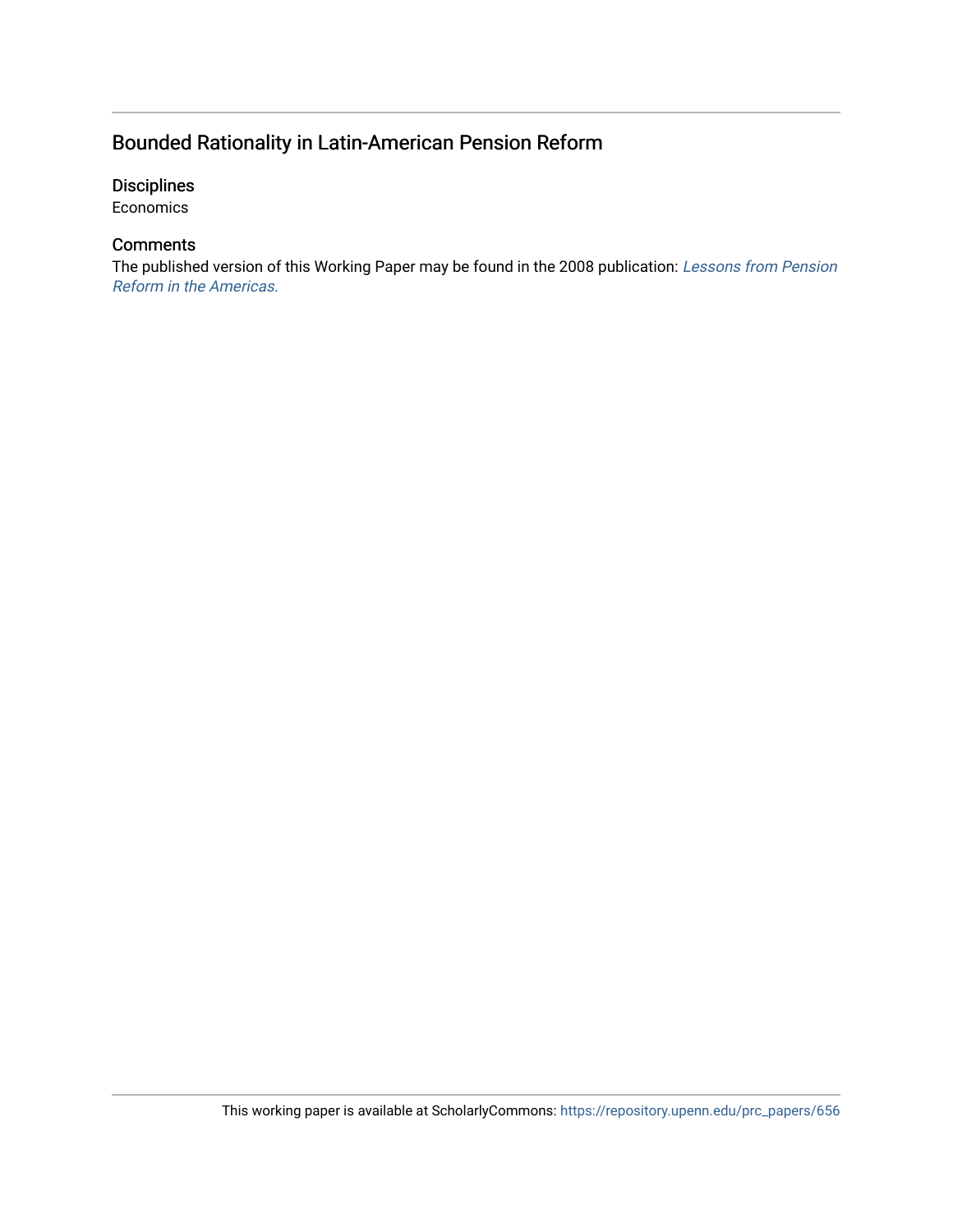## Bounded Rationality in Latin-American Pension Reform

### Disciplines

Economics

### Comments

The published version of this Working Paper may be found in the 2008 publication: *Lessons from Pension Reform in the Americas.*

This working paper is available at ScholarlyCommons: https://repository.upenn.edu/prc_papers/656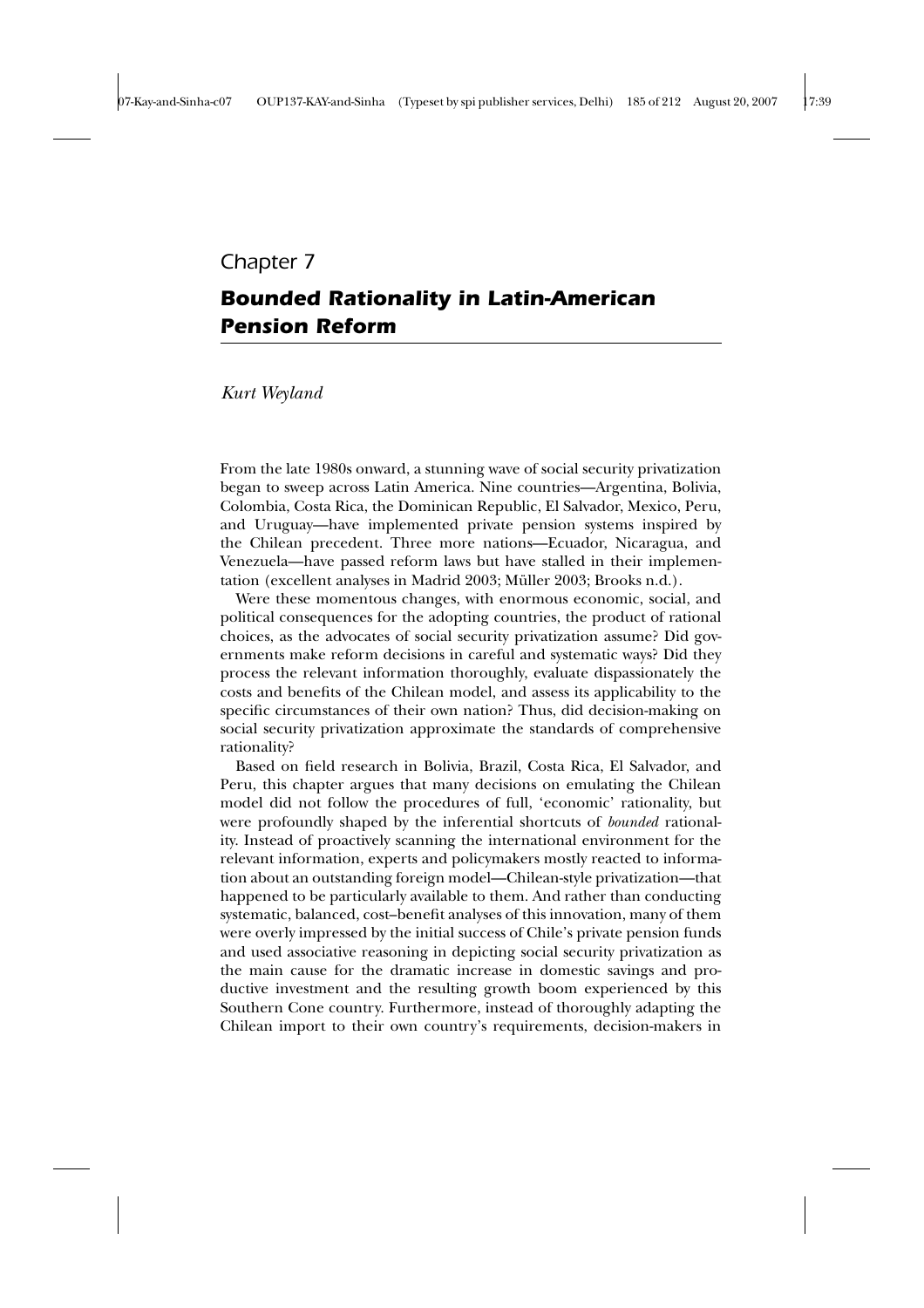# Chapter 7

## *Bounded Rationality in Latin-American Pension Reform*

*Kurt Weyland*

From the late 1980s onward, a stunning wave of social security privatization began to sweep across Latin America. Nine countries—Argentina, Bolivia, Colombia, Costa Rica, the Dominican Republic, El Salvador, Mexico, Peru, and Uruguay—have implemented private pension systems inspired by the Chilean precedent. Three more nations—Ecuador, Nicaragua, and Venezuela—have passed reform laws but have stalled in their implementation (excellent analyses in Madrid 2003; Müller 2003; Brooks n.d.).

Were these momentous changes, with enormous economic, social, and political consequences for the adopting countries, the product of rational choices, as the advocates of social security privatization assume? Did governments make reform decisions in careful and systematic ways? Did they process the relevant information thoroughly, evaluate dispassionately the costs and benefits of the Chilean model, and assess its applicability to the specific circumstances of their own nation? Thus, did decision-making on social security privatization approximate the standards of comprehensive rationality?

Based on field research in Bolivia, Brazil, Costa Rica, El Salvador, and Peru, this chapter argues that many decisions on emulating the Chilean model did not follow the procedures of full, 'economic' rationality, but were profoundly shaped by the inferential shortcuts of *bounded* rationality. Instead of proactively scanning the international environment for the relevant information, experts and policymakers mostly reacted to information about an outstanding foreign model—Chilean-style privatization—that happened to be particularly available to them. And rather than conducting systematic, balanced, cost–benefit analyses of this innovation, many of them were overly impressed by the initial success of Chile's private pension funds and used associative reasoning in depicting social security privatization as the main cause for the dramatic increase in domestic savings and productive investment and the resulting growth boom experienced by this Southern Cone country. Furthermore, instead of thoroughly adapting the Chilean import to their own country's requirements, decision-makers in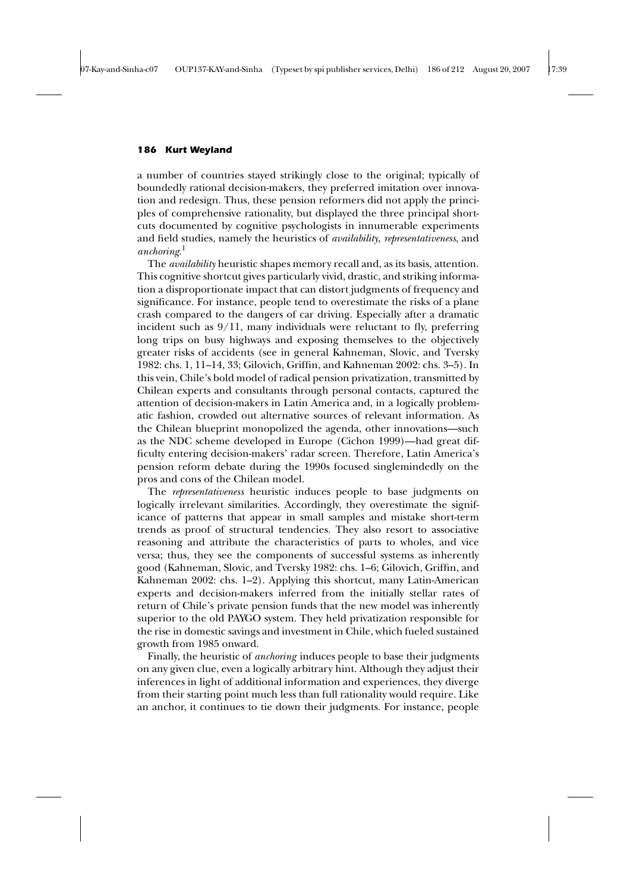a number of countries stayed strikingly close to the original; typically of boundedly rational decision-makers, they preferred imitation over innovation and redesign. Thus, these pension reformers did not apply the principles of comprehensive rationality, but displayed the three principal shortcuts documented by cognitive psychologists in innumerable experiments and field studies, namely the heuristics of *availability*, *representativeness*, and *anchoring*.[1]

The *availability* heuristic shapes memory recall and, as its basis, attention. This cognitive shortcut gives particularly vivid, drastic, and striking information a disproportionate impact that can distort judgments of frequency and significance. For instance, people tend to overestimate the risks of a plane crash compared to the dangers of car driving. Especially after a dramatic incident such as 9/11, many individuals were reluctant to fly, preferring long trips on busy highways and exposing themselves to the objectively greater risks of accidents (see in general Kahneman, Slovic, and Tversky 1982: chs. 1, 11–14, 33; Gilovich, Griffin, and Kahneman 2002: chs. 3–5). In this vein, Chile's bold model of radical pension privatization, transmitted by Chilean experts and consultants through personal contacts, captured the attention of decision-makers in Latin America and, in a logically problematic fashion, crowded out alternative sources of relevant information. As the Chilean blueprint monopolized the agenda, other innovations—such as the NDC scheme developed in Europe (Cichon 1999)—had great difficulty entering decision-makers' radar screen. Therefore, Latin America's pension reform debate during the 1990s focused singlemindedly on the pros and cons of the Chilean model.

The *representativeness* heuristic induces people to base judgments on logically irrelevant similarities. Accordingly, they overestimate the significance of patterns that appear in small samples and mistake short-term trends as proof of structural tendencies. They also resort to associative reasoning and attribute the characteristics of parts to wholes, and vice versa; thus, they see the components of successful systems as inherently good (Kahneman, Slovic, and Tversky 1982: chs. 1–6; Gilovich, Griffin, and Kahneman 2002: chs. 1–2). Applying this shortcut, many Latin-American experts and decision-makers inferred from the initially stellar rates of return of Chile's private pension funds that the new model was inherently superior to the old PAYGO system. They held privatization responsible for the rise in domestic savings and investment in Chile, which fueled sustained growth from 1985 onward.

Finally, the heuristic of *anchoring* induces people to base their judgments on any given clue, even a logically arbitrary hint. Although they adjust their inferences in light of additional information and experiences, they diverge from their starting point much less than full rationality would require. Like an anchor, it continues to tie down their judgments. For instance, people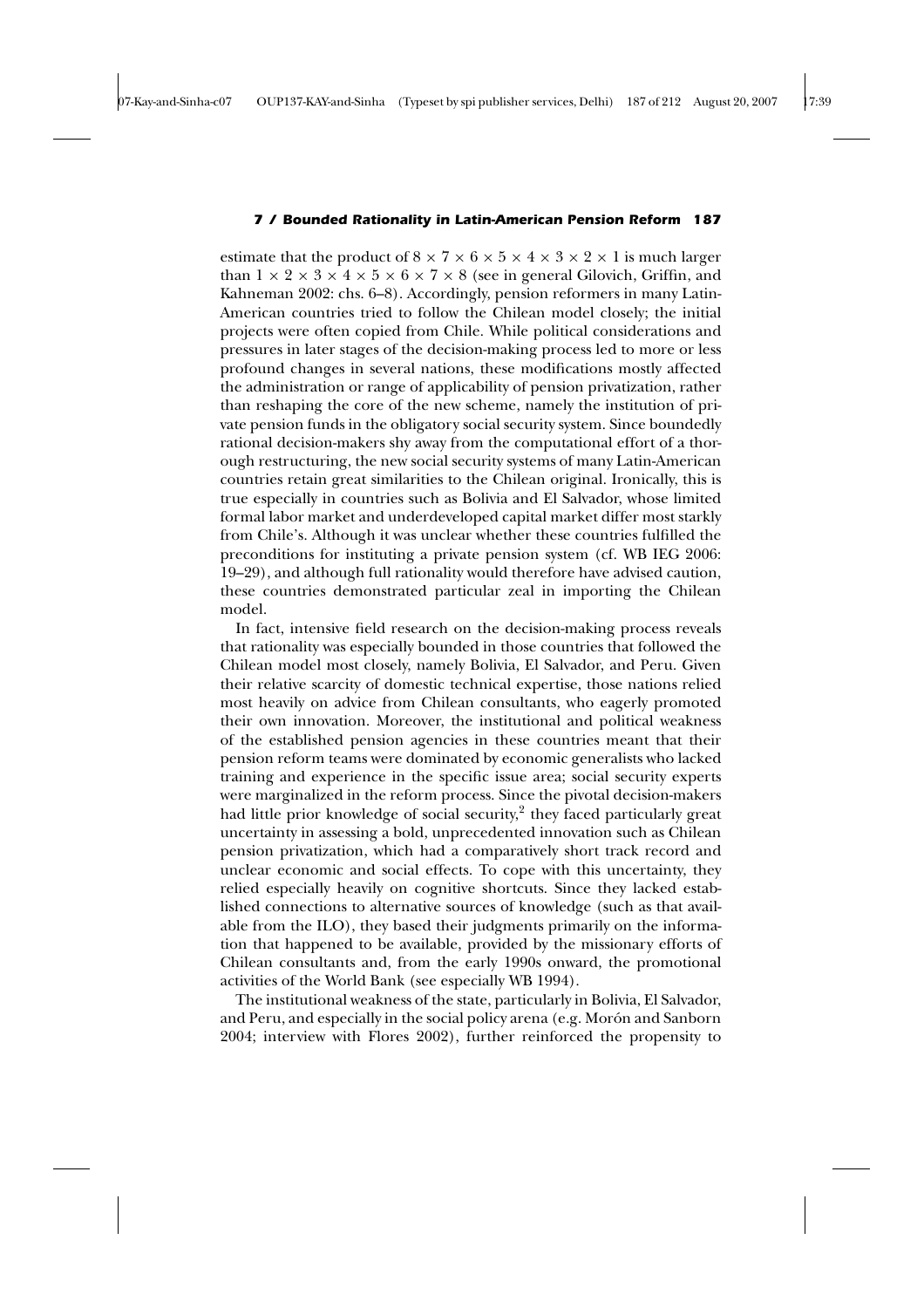estimate that the product of $8 \times 7 \times 6 \times 5 \times 4 \times 3 \times 2 \times 1$ is much larger than $1 \times 2 \times 3 \times 4 \times 5 \times 6 \times 7 \times 8$ (see in general Gilovich, Griffin, and Kahneman 2002: chs. 6–8). Accordingly, pension reformers in many Latin-American countries tried to follow the Chilean model closely; the initial projects were often copied from Chile. While political considerations and pressures in later stages of the decision-making process led to more or less profound changes in several nations, these modifications mostly affected the administration or range of applicability of pension privatization, rather than reshaping the core of the new scheme, namely the institution of private pension funds in the obligatory social security system. Since boundedly rational decision-makers shy away from the computational effort of a thorough restructuring, the new social security systems of many Latin-American countries retain great similarities to the Chilean original. Ironically, this is true especially in countries such as Bolivia and El Salvador, whose limited formal labor market and underdeveloped capital market differ most starkly from Chile's. Although it was unclear whether these countries fulfilled the preconditions for instituting a private pension system (cf. WB IEG 2006: 19–29), and although full rationality would therefore have advised caution, these countries demonstrated particular zeal in importing the Chilean model.

In fact, intensive field research on the decision-making process reveals that rationality was especially bounded in those countries that followed the Chilean model most closely, namely Bolivia, El Salvador, and Peru. Given their relative scarcity of domestic technical expertise, those nations relied most heavily on advice from Chilean consultants, who eagerly promoted their own innovation. Moreover, the institutional and political weakness of the established pension agencies in these countries meant that their pension reform teams were dominated by economic generalists who lacked training and experience in the specific issue area; social security experts were marginalized in the reform process. Since the pivotal decision-makers had little prior knowledge of social security,[2] they faced particularly great uncertainty in assessing a bold, unprecedented innovation such as Chilean pension privatization, which had a comparatively short track record and unclear economic and social effects. To cope with this uncertainty, they relied especially heavily on cognitive shortcuts. Since they lacked established connections to alternative sources of knowledge (such as that available from the ILO), they based their judgments primarily on the information that happened to be available, provided by the missionary efforts of Chilean consultants and, from the early 1990s onward, the promotional activities of the World Bank (see especially WB 1994).

The institutional weakness of the state, particularly in Bolivia, El Salvador, and Peru, and especially in the social policy arena (e.g. Morón and Sanborn 2004; interview with Flores 2002), further reinforced the propensity to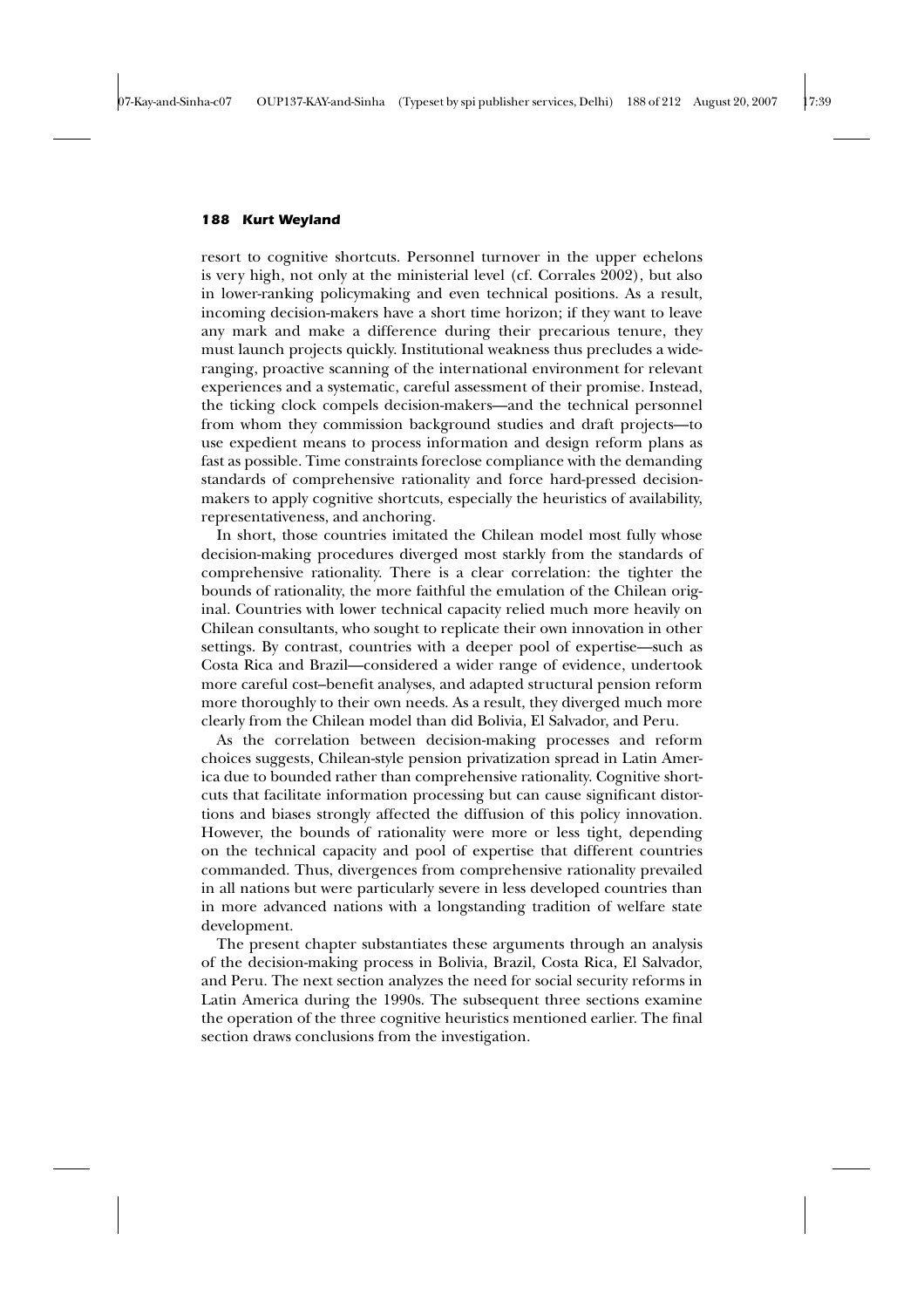resort to cognitive shortcuts. Personnel turnover in the upper echelons is very high, not only at the ministerial level (cf. Corrales 2002), but also in lower-ranking policymaking and even technical positions. As a result, incoming decision-makers have a short time horizon; if they want to leave any mark and make a difference during their precarious tenure, they must launch projects quickly. Institutional weakness thus precludes a wide-ranging, proactive scanning of the international environment for relevant experiences and a systematic, careful assessment of their promise. Instead, the ticking clock compels decision-makers—and the technical personnel from whom they commission background studies and draft projects—to use expedient means to process information and design reform plans as fast as possible. Time constraints foreclose compliance with the demanding standards of comprehensive rationality and force hard-pressed decision-makers to apply cognitive shortcuts, especially the heuristics of availability, representativeness, and anchoring.

In short, those countries imitated the Chilean model most fully whose decision-making procedures diverged most starkly from the standards of comprehensive rationality. There is a clear correlation: the tighter the bounds of rationality, the more faithful the emulation of the Chilean original. Countries with lower technical capacity relied much more heavily on Chilean consultants, who sought to replicate their own innovation in other settings. By contrast, countries with a deeper pool of expertise—such as Costa Rica and Brazil—considered a wider range of evidence, undertook more careful cost–benefit analyses, and adapted structural pension reform more thoroughly to their own needs. As a result, they diverged much more clearly from the Chilean model than did Bolivia, El Salvador, and Peru.

As the correlation between decision-making processes and reform choices suggests, Chilean-style pension privatization spread in Latin America due to bounded rather than comprehensive rationality. Cognitive shortcuts that facilitate information processing but can cause significant distortions and biases strongly affected the diffusion of this policy innovation. However, the bounds of rationality were more or less tight, depending on the technical capacity and pool of expertise that different countries commanded. Thus, divergences from comprehensive rationality prevailed in all nations but were particularly severe in less developed countries than in more advanced nations with a longstanding tradition of welfare state development.

The present chapter substantiates these arguments through an analysis of the decision-making process in Bolivia, Brazil, Costa Rica, El Salvador, and Peru. The next section analyzes the need for social security reforms in Latin America during the 1990s. The subsequent three sections examine the operation of the three cognitive heuristics mentioned earlier. The final section draws conclusions from the investigation.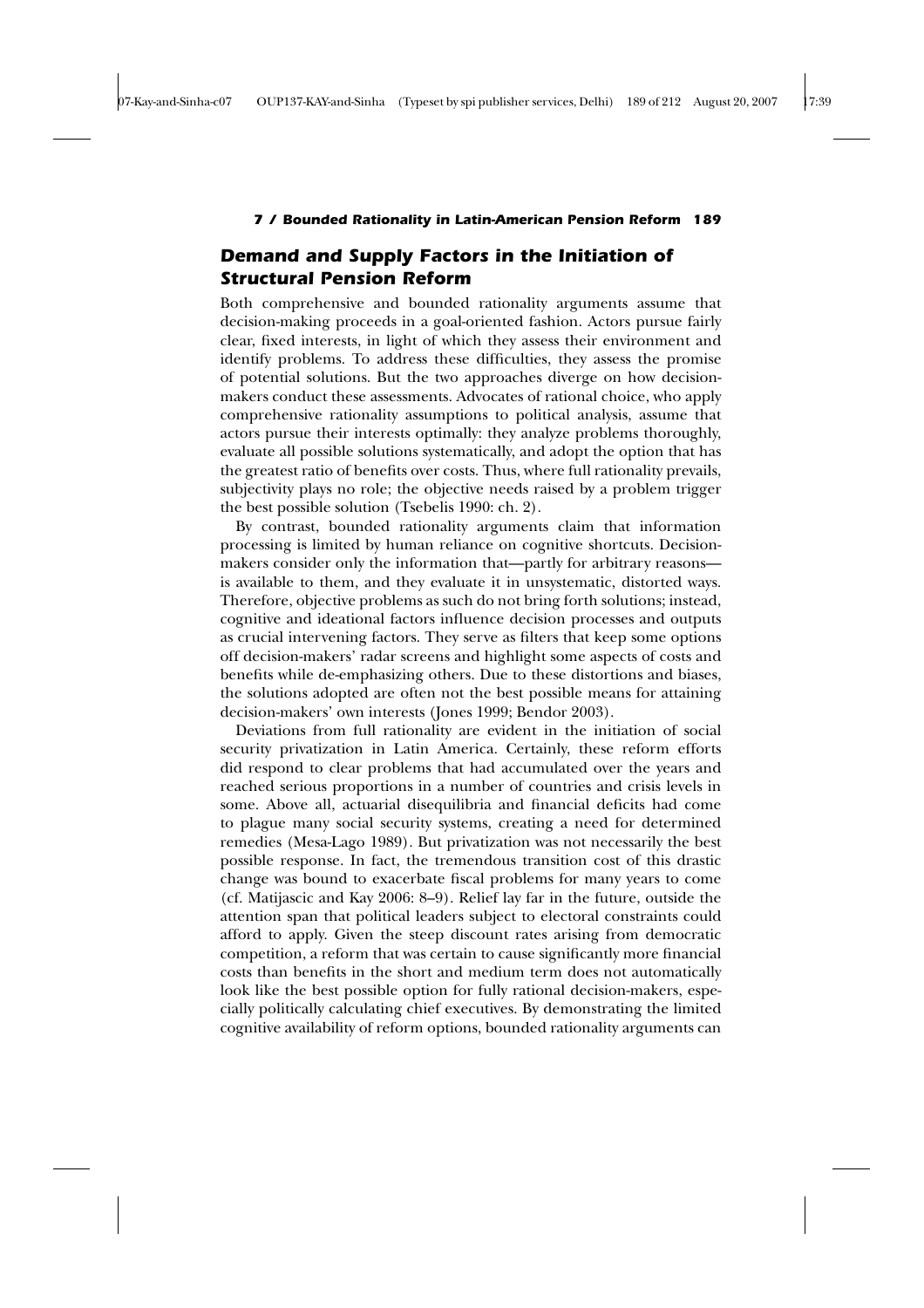## Demand and Supply Factors in the Initiation of Structural Pension Reform

Both comprehensive and bounded rationality arguments assume that decision-making proceeds in a goal-oriented fashion. Actors pursue fairly clear, fixed interests, in light of which they assess their environment and identify problems. To address these difficulties, they assess the promise of potential solutions. But the two approaches diverge on how decision-makers conduct these assessments. Advocates of rational choice, who apply comprehensive rationality assumptions to political analysis, assume that actors pursue their interests optimally: they analyze problems thoroughly, evaluate all possible solutions systematically, and adopt the option that has the greatest ratio of benefits over costs. Thus, where full rationality prevails, subjectivity plays no role; the objective needs raised by a problem trigger the best possible solution (Tsebelis 1990: ch. 2).

By contrast, bounded rationality arguments claim that information processing is limited by human reliance on cognitive shortcuts. Decision-makers consider only the information that—partly for arbitrary reasons—is available to them, and they evaluate it in unsystematic, distorted ways. Therefore, objective problems as such do not bring forth solutions; instead, cognitive and ideational factors influence decision processes and outputs as crucial intervening factors. They serve as filters that keep some options off decision-makers' radar screens and highlight some aspects of costs and benefits while de-emphasizing others. Due to these distortions and biases, the solutions adopted are often not the best possible means for attaining decision-makers' own interests (Jones 1999; Bendor 2003).

Deviations from full rationality are evident in the initiation of social security privatization in Latin America. Certainly, these reform efforts did respond to clear problems that had accumulated over the years and reached serious proportions in a number of countries and crisis levels in some. Above all, actuarial disequilibria and financial deficits had come to plague many social security systems, creating a need for determined remedies (Mesa-Lago 1989). But privatization was not necessarily the best possible response. In fact, the tremendous transition cost of this drastic change was bound to exacerbate fiscal problems for many years to come (cf. Matijascic and Kay 2006: 8–9). Relief lay far in the future, outside the attention span that political leaders subject to electoral constraints could afford to apply. Given the steep discount rates arising from democratic competition, a reform that was certain to cause significantly more financial costs than benefits in the short and medium term does not automatically look like the best possible option for fully rational decision-makers, especially politically calculating chief executives. By demonstrating the limited cognitive availability of reform options, bounded rationality arguments can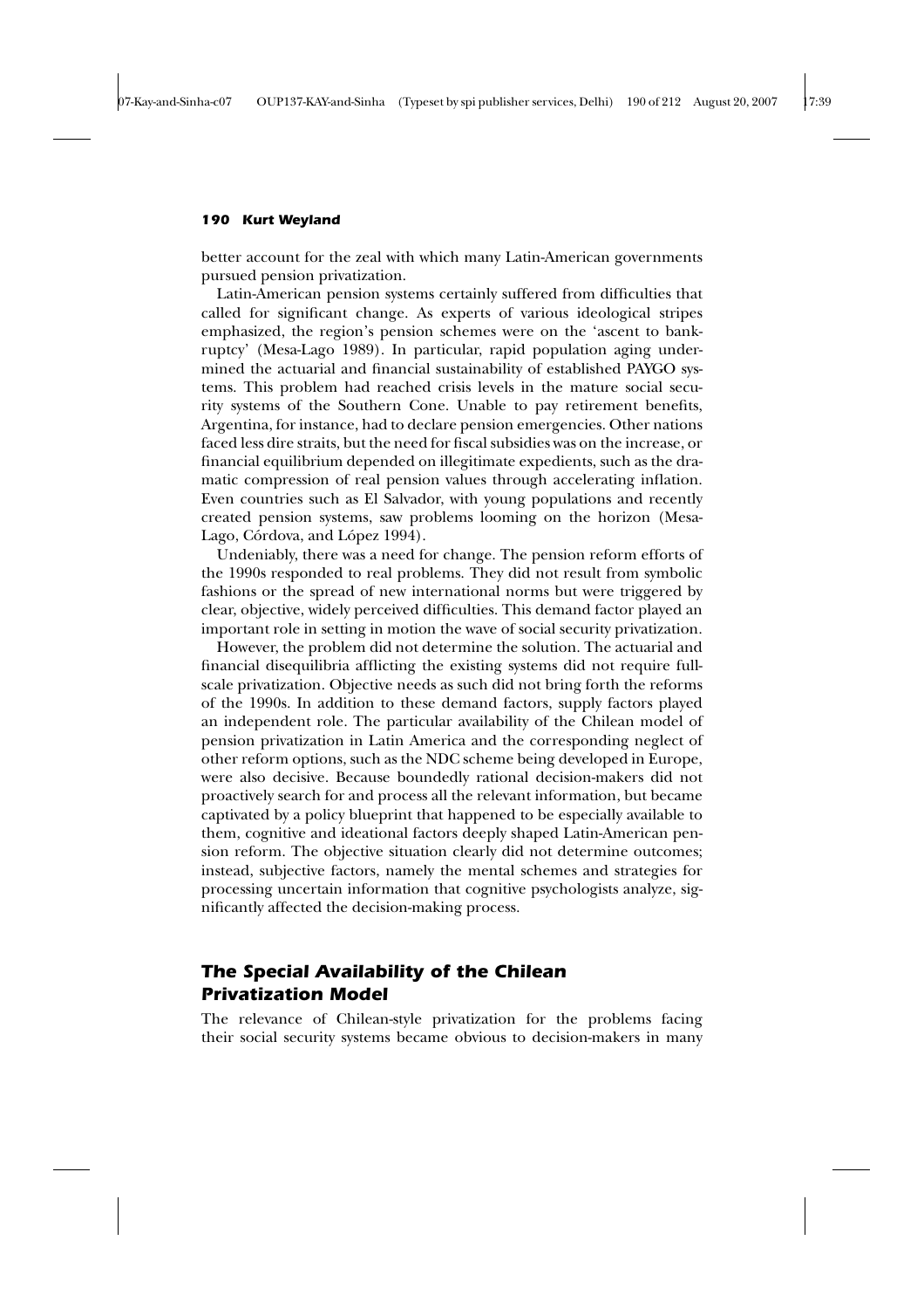better account for the zeal with which many Latin-American governments pursued pension privatization.

Latin-American pension systems certainly suffered from difficulties that called for significant change. As experts of various ideological stripes emphasized, the region's pension schemes were on the 'ascent to bankruptcy' (Mesa-Lago 1989). In particular, rapid population aging undermined the actuarial and financial sustainability of established PAYGO systems. This problem had reached crisis levels in the mature social security systems of the Southern Cone. Unable to pay retirement benefits, Argentina, for instance, had to declare pension emergencies. Other nations faced less dire straits, but the need for fiscal subsidies was on the increase, or financial equilibrium depended on illegitimate expedients, such as the dramatic compression of real pension values through accelerating inflation. Even countries such as El Salvador, with young populations and recently created pension systems, saw problems looming on the horizon (Mesa-Lago, Córdova, and López 1994).

Undeniably, there was a need for change. The pension reform efforts of the 1990s responded to real problems. They did not result from symbolic fashions or the spread of new international norms but were triggered by clear, objective, widely perceived difficulties. This demand factor played an important role in setting in motion the wave of social security privatization.

However, the problem did not determine the solution. The actuarial and financial disequilibria afflicting the existing systems did not require full-scale privatization. Objective needs as such did not bring forth the reforms of the 1990s. In addition to these demand factors, supply factors played an independent role. The particular availability of the Chilean model of pension privatization in Latin America and the corresponding neglect of other reform options, such as the NDC scheme being developed in Europe, were also decisive. Because boundedly rational decision-makers did not proactively search for and process all the relevant information, but became captivated by a policy blueprint that happened to be especially available to them, cognitive and ideational factors deeply shaped Latin-American pension reform. The objective situation clearly did not determine outcomes; instead, subjective factors, namely the mental schemes and strategies for processing uncertain information that cognitive psychologists analyze, significantly affected the decision-making process.

## *The Special Availability of the Chilean Privatization Model*

The relevance of Chilean-style privatization for the problems facing their social security systems became obvious to decision-makers in many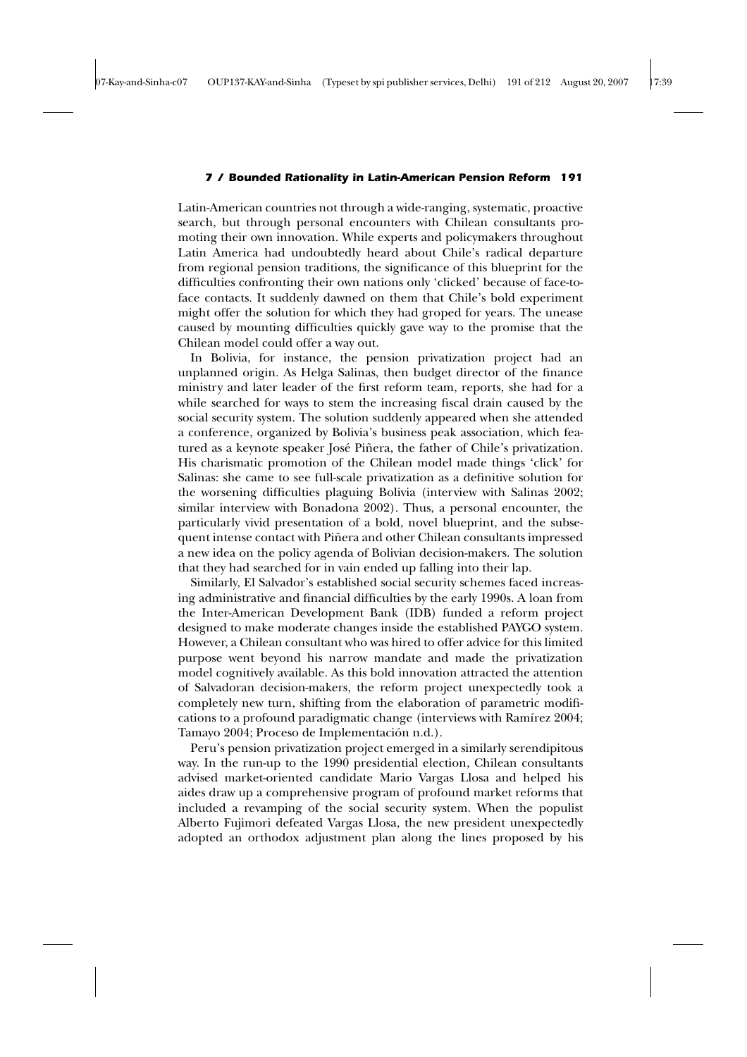Latin-American countries not through a wide-ranging, systematic, proactive search, but through personal encounters with Chilean consultants promoting their own innovation. While experts and policymakers throughout Latin America had undoubtedly heard about Chile's radical departure from regional pension traditions, the significance of this blueprint for the difficulties confronting their own nations only 'clicked' because of face-to-face contacts. It suddenly dawned on them that Chile's bold experiment might offer the solution for which they had groped for years. The unease caused by mounting difficulties quickly gave way to the promise that the Chilean model could offer a way out.

In Bolivia, for instance, the pension privatization project had an unplanned origin. As Helga Salinas, then budget director of the finance ministry and later leader of the first reform team, reports, she had for a while searched for ways to stem the increasing fiscal drain caused by the social security system. The solution suddenly appeared when she attended a conference, organized by Bolivia's business peak association, which featured as a keynote speaker José Piñera, the father of Chile's privatization. His charismatic promotion of the Chilean model made things 'click' for Salinas: she came to see full-scale privatization as a definitive solution for the worsening difficulties plaguing Bolivia (interview with Salinas 2002; similar interview with Bonadona 2002). Thus, a personal encounter, the particularly vivid presentation of a bold, novel blueprint, and the subsequent intense contact with Piñera and other Chilean consultants impressed a new idea on the policy agenda of Bolivian decision-makers. The solution that they had searched for in vain ended up falling into their lap.

Similarly, El Salvador's established social security schemes faced increasing administrative and financial difficulties by the early 1990s. A loan from the Inter-American Development Bank (IDB) funded a reform project designed to make moderate changes inside the established PAYGO system. However, a Chilean consultant who was hired to offer advice for this limited purpose went beyond his narrow mandate and made the privatization model cognitively available. As this bold innovation attracted the attention of Salvadoran decision-makers, the reform project unexpectedly took a completely new turn, shifting from the elaboration of parametric modifications to a profound paradigmatic change (interviews with Ramírez 2004; Tamayo 2004; Proceso de Implementación n.d.).

Peru's pension privatization project emerged in a similarly serendipitous way. In the run-up to the 1990 presidential election, Chilean consultants advised market-oriented candidate Mario Vargas Llosa and helped his aides draw up a comprehensive program of profound market reforms that included a revamping of the social security system. When the populist Alberto Fujimori defeated Vargas Llosa, the new president unexpectedly adopted an orthodox adjustment plan along the lines proposed by his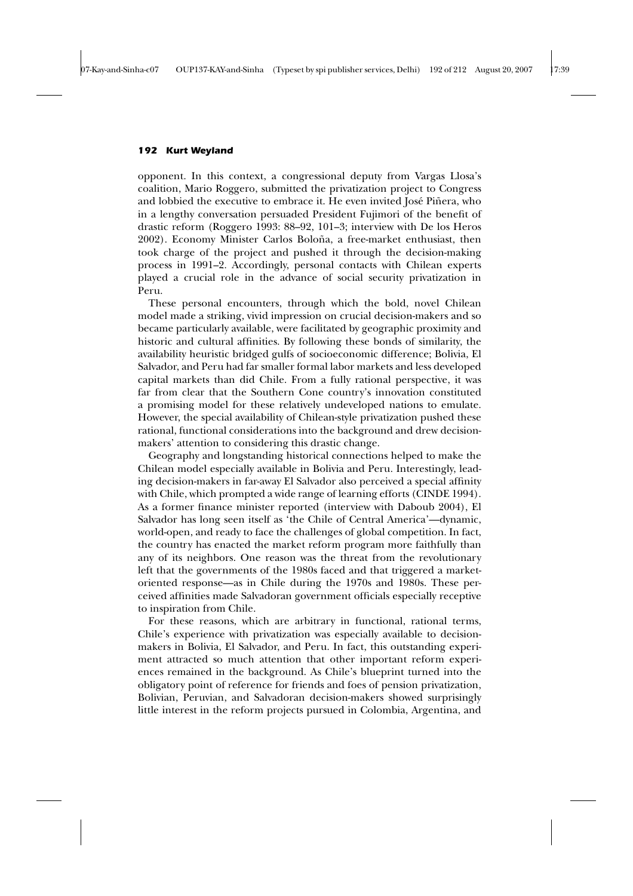opponent. In this context, a congressional deputy from Vargas Llosa's coalition, Mario Roggero, submitted the privatization project to Congress and lobbied the executive to embrace it. He even invited José Piñera, who in a lengthy conversation persuaded President Fujimori of the benefit of drastic reform (Roggero 1993: 88–92, 101–3; interview with De los Heros 2002). Economy Minister Carlos Boloña, a free-market enthusiast, then took charge of the project and pushed it through the decision-making process in 1991–2. Accordingly, personal contacts with Chilean experts played a crucial role in the advance of social security privatization in Peru.

These personal encounters, through which the bold, novel Chilean model made a striking, vivid impression on crucial decision-makers and so became particularly available, were facilitated by geographic proximity and historic and cultural affinities. By following these bonds of similarity, the availability heuristic bridged gulfs of socioeconomic difference; Bolivia, El Salvador, and Peru had far smaller formal labor markets and less developed capital markets than did Chile. From a fully rational perspective, it was far from clear that the Southern Cone country's innovation constituted a promising model for these relatively undeveloped nations to emulate. However, the special availability of Chilean-style privatization pushed these rational, functional considerations into the background and drew decision-makers' attention to considering this drastic change.

Geography and longstanding historical connections helped to make the Chilean model especially available in Bolivia and Peru. Interestingly, leading decision-makers in far-away El Salvador also perceived a special affinity with Chile, which prompted a wide range of learning efforts (CINDE 1994). As a former finance minister reported (interview with Daboub 2004), El Salvador has long seen itself as 'the Chile of Central America'—dynamic, world-open, and ready to face the challenges of global competition. In fact, the country has enacted the market reform program more faithfully than any of its neighbors. One reason was the threat from the revolutionary left that the governments of the 1980s faced and that triggered a market-oriented response—as in Chile during the 1970s and 1980s. These perceived affinities made Salvadoran government officials especially receptive to inspiration from Chile.

For these reasons, which are arbitrary in functional, rational terms, Chile's experience with privatization was especially available to decision-makers in Bolivia, El Salvador, and Peru. In fact, this outstanding experiment attracted so much attention that other important reform experiences remained in the background. As Chile's blueprint turned into the obligatory point of reference for friends and foes of pension privatization, Bolivian, Peruvian, and Salvadoran decision-makers showed surprisingly little interest in the reform projects pursued in Colombia, Argentina, and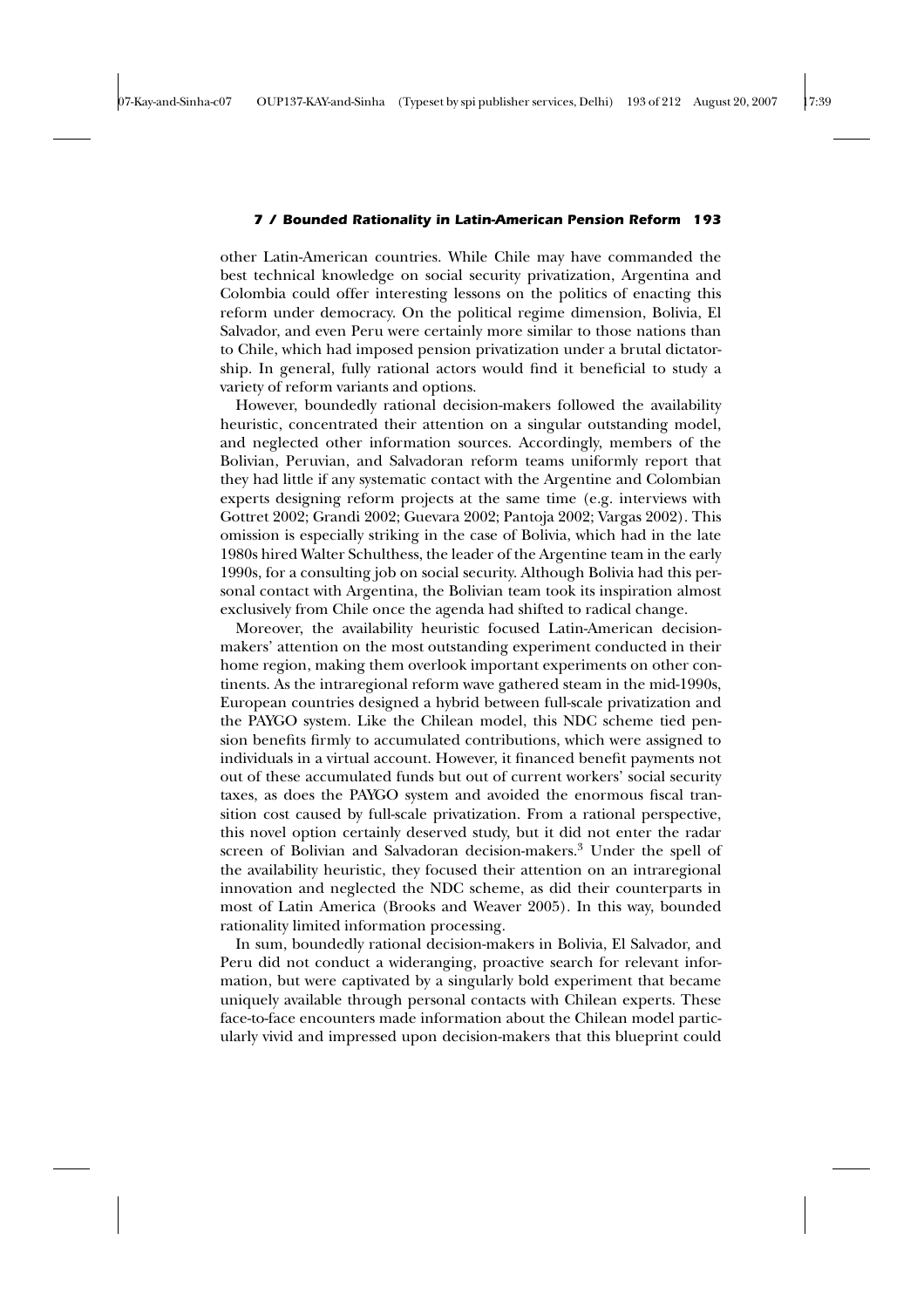other Latin-American countries. While Chile may have commanded the best technical knowledge on social security privatization, Argentina and Colombia could offer interesting lessons on the politics of enacting this reform under democracy. On the political regime dimension, Bolivia, El Salvador, and even Peru were certainly more similar to those nations than to Chile, which had imposed pension privatization under a brutal dictatorship. In general, fully rational actors would find it beneficial to study a variety of reform variants and options.

However, boundedly rational decision-makers followed the availability heuristic, concentrated their attention on a singular outstanding model, and neglected other information sources. Accordingly, members of the Bolivian, Peruvian, and Salvadoran reform teams uniformly report that they had little if any systematic contact with the Argentine and Colombian experts designing reform projects at the same time (e.g. interviews with Gottret 2002; Grandi 2002; Guevara 2002; Pantoja 2002; Vargas 2002). This omission is especially striking in the case of Bolivia, which had in the late 1980s hired Walter Schulthess, the leader of the Argentine team in the early 1990s, for a consulting job on social security. Although Bolivia had this personal contact with Argentina, the Bolivian team took its inspiration almost exclusively from Chile once the agenda had shifted to radical change.

Moreover, the availability heuristic focused Latin-American decision-makers' attention on the most outstanding experiment conducted in their home region, making them overlook important experiments on other continents. As the intraregional reform wave gathered steam in the mid-1990s, European countries designed a hybrid between full-scale privatization and the PAYGO system. Like the Chilean model, this NDC scheme tied pension benefits firmly to accumulated contributions, which were assigned to individuals in a virtual account. However, it financed benefit payments not out of these accumulated funds but out of current workers' social security taxes, as does the PAYGO system and avoided the enormous fiscal transition cost caused by full-scale privatization. From a rational perspective, this novel option certainly deserved study, but it did not enter the radar screen of Bolivian and Salvadoran decision-makers.[3] Under the spell of the availability heuristic, they focused their attention on an intraregional innovation and neglected the NDC scheme, as did their counterparts in most of Latin America (Brooks and Weaver 2005). In this way, bounded rationality limited information processing.

In sum, boundedly rational decision-makers in Bolivia, El Salvador, and Peru did not conduct a wideranging, proactive search for relevant information, but were captivated by a singularly bold experiment that became uniquely available through personal contacts with Chilean experts. These face-to-face encounters made information about the Chilean model particularly vivid and impressed upon decision-makers that this blueprint could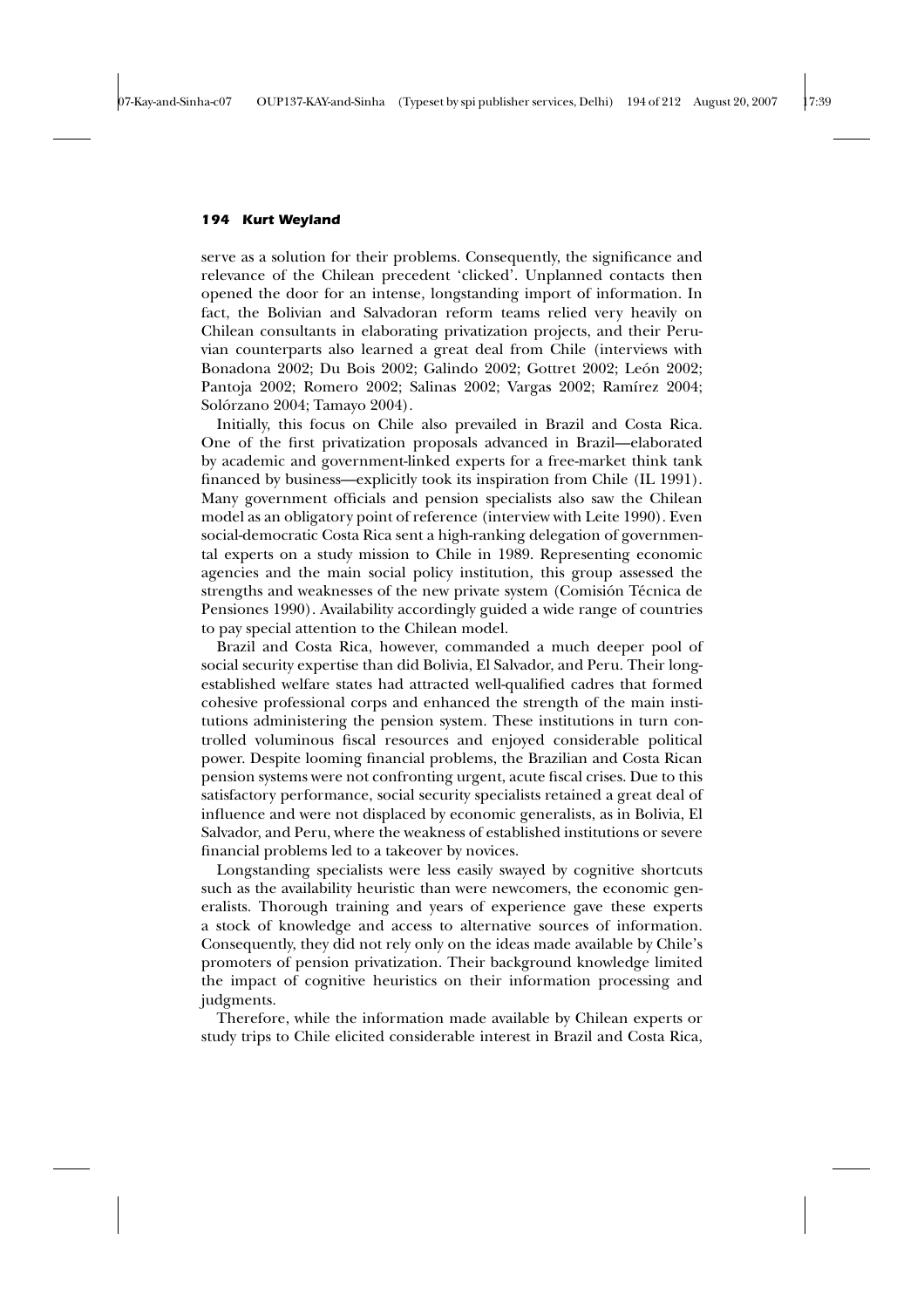serve as a solution for their problems. Consequently, the significance and relevance of the Chilean precedent 'clicked'. Unplanned contacts then opened the door for an intense, longstanding import of information. In fact, the Bolivian and Salvadoran reform teams relied very heavily on Chilean consultants in elaborating privatization projects, and their Peruvian counterparts also learned a great deal from Chile (interviews with Bonadona 2002; Du Bois 2002; Galindo 2002; Gottret 2002; León 2002; Pantoja 2002; Romero 2002; Salinas 2002; Vargas 2002; Ramírez 2004; Solórzano 2004; Tamayo 2004).

Initially, this focus on Chile also prevailed in Brazil and Costa Rica. One of the first privatization proposals advanced in Brazil—elaborated by academic and government-linked experts for a free-market think tank financed by business—explicitly took its inspiration from Chile (IL 1991). Many government officials and pension specialists also saw the Chilean model as an obligatory point of reference (interview with Leite 1990). Even social-democratic Costa Rica sent a high-ranking delegation of governmental experts on a study mission to Chile in 1989. Representing economic agencies and the main social policy institution, this group assessed the strengths and weaknesses of the new private system (Comisión Técnica de Pensiones 1990). Availability accordingly guided a wide range of countries to pay special attention to the Chilean model.

Brazil and Costa Rica, however, commanded a much deeper pool of social security expertise than did Bolivia, El Salvador, and Peru. Their long-established welfare states had attracted well-qualified cadres that formed cohesive professional corps and enhanced the strength of the main institutions administering the pension system. These institutions in turn controlled voluminous fiscal resources and enjoyed considerable political power. Despite looming financial problems, the Brazilian and Costa Rican pension systems were not confronting urgent, acute fiscal crises. Due to this satisfactory performance, social security specialists retained a great deal of influence and were not displaced by economic generalists, as in Bolivia, El Salvador, and Peru, where the weakness of established institutions or severe financial problems led to a takeover by novices.

Longstanding specialists were less easily swayed by cognitive shortcuts such as the availability heuristic than were newcomers, the economic generalists. Thorough training and years of experience gave these experts a stock of knowledge and access to alternative sources of information. Consequently, they did not rely only on the ideas made available by Chile's promoters of pension privatization. Their background knowledge limited the impact of cognitive heuristics on their information processing and judgments.

Therefore, while the information made available by Chilean experts or study trips to Chile elicited considerable interest in Brazil and Costa Rica,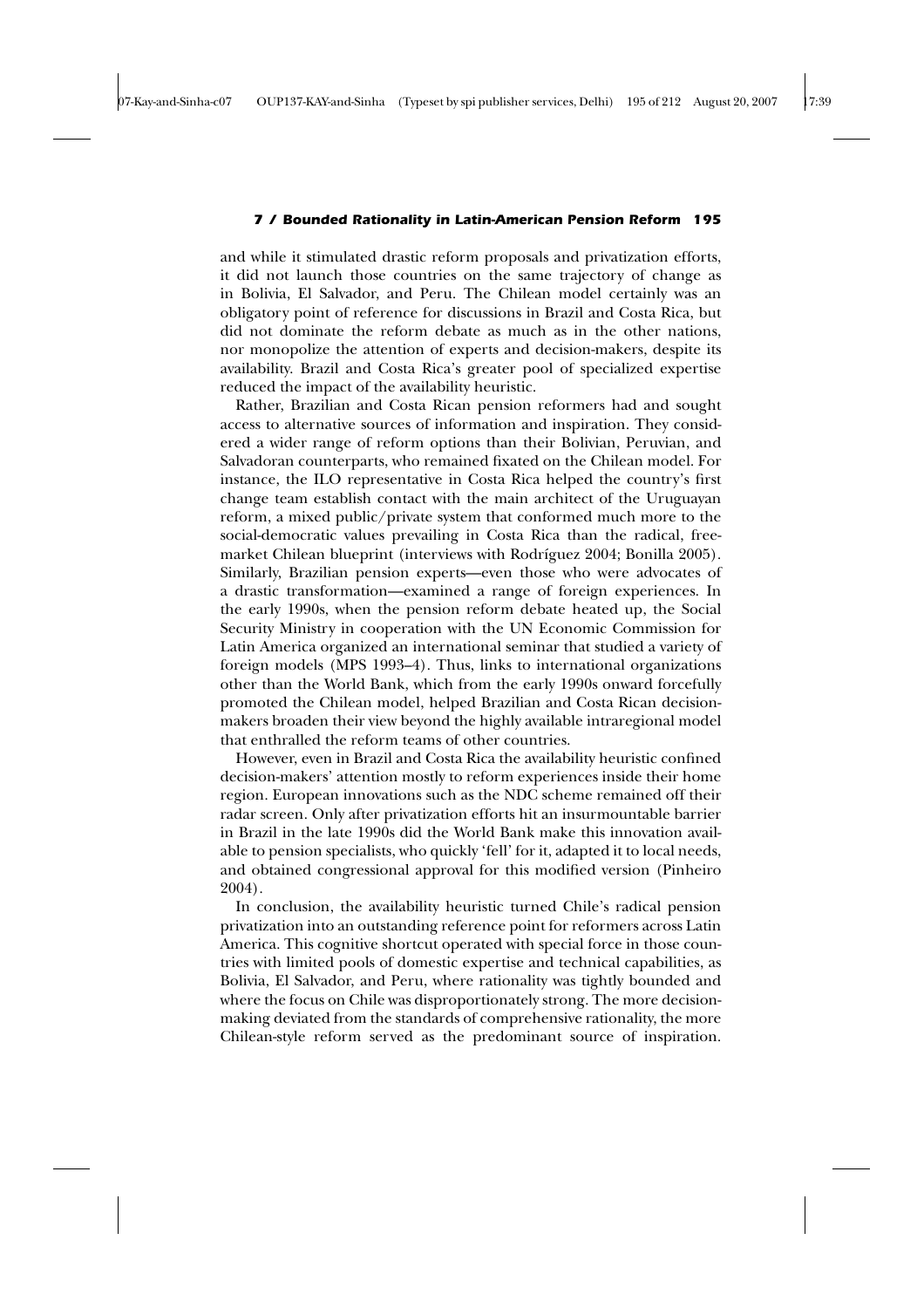and while it stimulated drastic reform proposals and privatization efforts, it did not launch those countries on the same trajectory of change as in Bolivia, El Salvador, and Peru. The Chilean model certainly was an obligatory point of reference for discussions in Brazil and Costa Rica, but did not dominate the reform debate as much as in the other nations, nor monopolize the attention of experts and decision-makers, despite its availability. Brazil and Costa Rica's greater pool of specialized expertise reduced the impact of the availability heuristic.

Rather, Brazilian and Costa Rican pension reformers had and sought access to alternative sources of information and inspiration. They considered a wider range of reform options than their Bolivian, Peruvian, and Salvadoran counterparts, who remained fixated on the Chilean model. For instance, the ILO representative in Costa Rica helped the country's first change team establish contact with the main architect of the Uruguayan reform, a mixed public/private system that conformed much more to the social-democratic values prevailing in Costa Rica than the radical, free-market Chilean blueprint (interviews with Rodríguez 2004; Bonilla 2005). Similarly, Brazilian pension experts—even those who were advocates of a drastic transformation—examined a range of foreign experiences. In the early 1990s, when the pension reform debate heated up, the Social Security Ministry in cooperation with the UN Economic Commission for Latin America organized an international seminar that studied a variety of foreign models (MPS 1993–4). Thus, links to international organizations other than the World Bank, which from the early 1990s onward forcefully promoted the Chilean model, helped Brazilian and Costa Rican decision-makers broaden their view beyond the highly available intraregional model that enthralled the reform teams of other countries.

However, even in Brazil and Costa Rica the availability heuristic confined decision-makers' attention mostly to reform experiences inside their home region. European innovations such as the NDC scheme remained off their radar screen. Only after privatization efforts hit an insurmountable barrier in Brazil in the late 1990s did the World Bank make this innovation available to pension specialists, who quickly 'fell' for it, adapted it to local needs, and obtained congressional approval for this modified version (Pinheiro 2004).

In conclusion, the availability heuristic turned Chile's radical pension privatization into an outstanding reference point for reformers across Latin America. This cognitive shortcut operated with special force in those countries with limited pools of domestic expertise and technical capabilities, as Bolivia, El Salvador, and Peru, where rationality was tightly bounded and where the focus on Chile was disproportionately strong. The more decision-making deviated from the standards of comprehensive rationality, the more Chilean-style reform served as the predominant source of inspiration.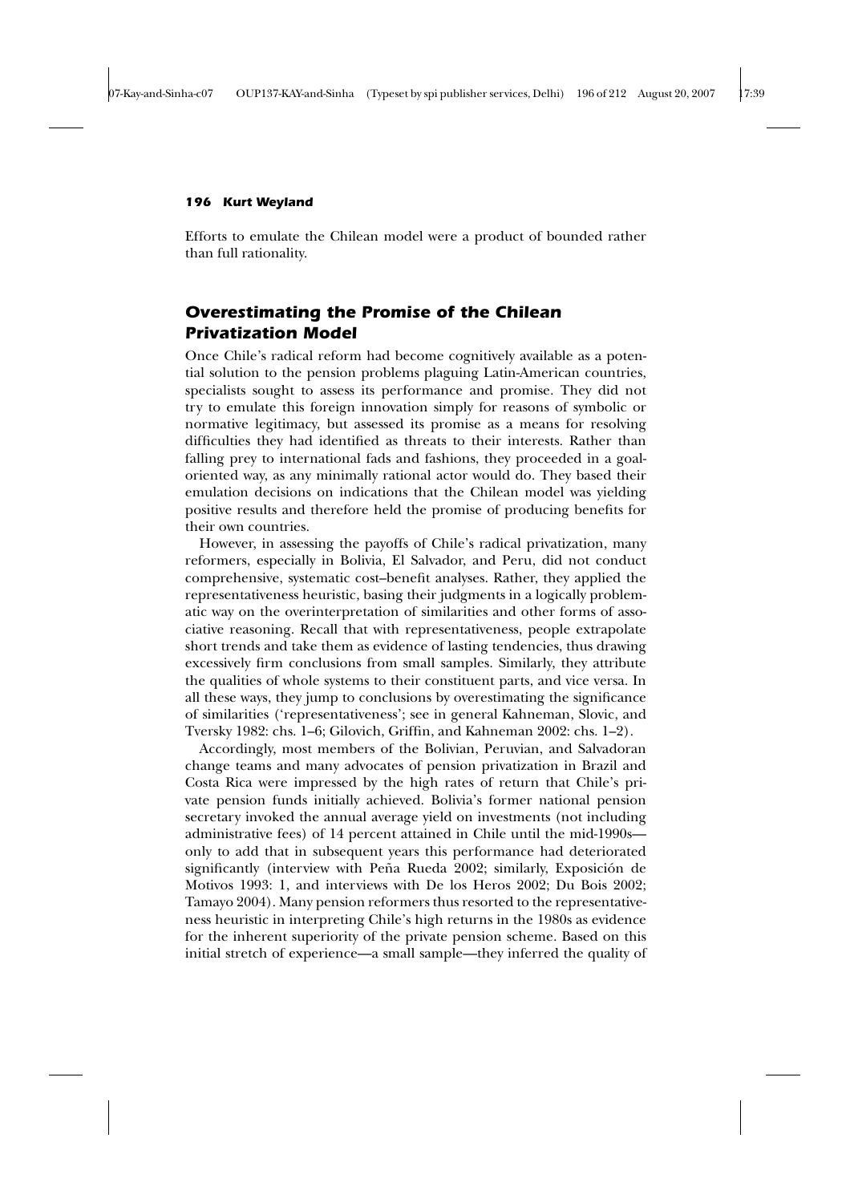Efforts to emulate the Chilean model were a product of bounded rather than full rationality.

## Overestimating the Promise of the Chilean Privatization Model

Once Chile's radical reform had become cognitively available as a potential solution to the pension problems plaguing Latin-American countries, specialists sought to assess its performance and promise. They did not try to emulate this foreign innovation simply for reasons of symbolic or normative legitimacy, but assessed its promise as a means for resolving difficulties they had identified as threats to their interests. Rather than falling prey to international fads and fashions, they proceeded in a goal-oriented way, as any minimally rational actor would do. They based their emulation decisions on indications that the Chilean model was yielding positive results and therefore held the promise of producing benefits for their own countries.

However, in assessing the payoffs of Chile's radical privatization, many reformers, especially in Bolivia, El Salvador, and Peru, did not conduct comprehensive, systematic cost–benefit analyses. Rather, they applied the representativeness heuristic, basing their judgments in a logically problematic way on the overinterpretation of similarities and other forms of associative reasoning. Recall that with representativeness, people extrapolate short trends and take them as evidence of lasting tendencies, thus drawing excessively firm conclusions from small samples. Similarly, they attribute the qualities of whole systems to their constituent parts, and vice versa. In all these ways, they jump to conclusions by overestimating the significance of similarities ('representativeness'; see in general Kahneman, Slovic, and Tversky 1982: chs. 1–6; Gilovich, Griffin, and Kahneman 2002: chs. 1–2).

Accordingly, most members of the Bolivian, Peruvian, and Salvadoran change teams and many advocates of pension privatization in Brazil and Costa Rica were impressed by the high rates of return that Chile's private pension funds initially achieved. Bolivia's former national pension secretary invoked the annual average yield on investments (not including administrative fees) of 14 percent attained in Chile until the mid-1990s—only to add that in subsequent years this performance had deteriorated significantly (interview with Peña Rueda 2002; similarly, Exposición de Motivos 1993: 1, and interviews with De los Heros 2002; Du Bois 2002; Tamayo 2004). Many pension reformers thus resorted to the representativeness heuristic in interpreting Chile's high returns in the 1980s as evidence for the inherent superiority of the private pension scheme. Based on this initial stretch of experience—a small sample—they inferred the quality of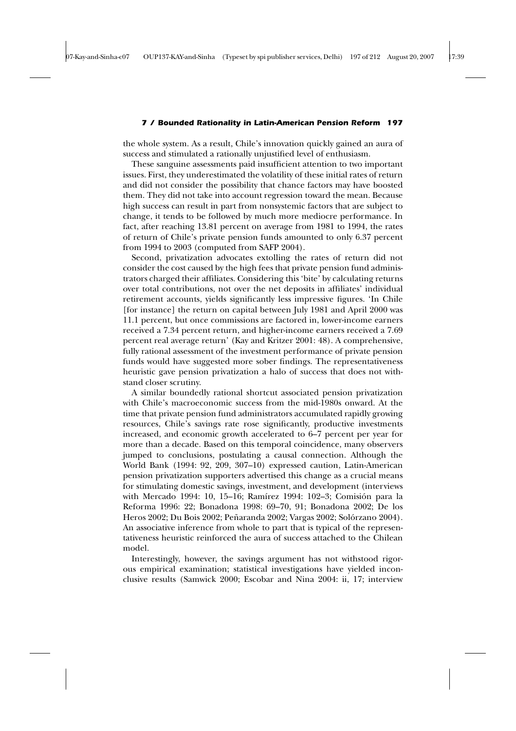the whole system. As a result, Chile's innovation quickly gained an aura of success and stimulated a rationally unjustified level of enthusiasm.

These sanguine assessments paid insufficient attention to two important issues. First, they underestimated the volatility of these initial rates of return and did not consider the possibility that chance factors may have boosted them. They did not take into account regression toward the mean. Because high success can result in part from nonsystemic factors that are subject to change, it tends to be followed by much more mediocre performance. In fact, after reaching 13.81 percent on average from 1981 to 1994, the rates of return of Chile's private pension funds amounted to only 6.37 percent from 1994 to 2003 (computed from SAFP 2004).

Second, privatization advocates extolling the rates of return did not consider the cost caused by the high fees that private pension fund administrators charged their affiliates. Considering this 'bite' by calculating returns over total contributions, not over the net deposits in affiliates' individual retirement accounts, yields significantly less impressive figures. 'In Chile [for instance] the return on capital between July 1981 and April 2000 was 11.1 percent, but once commissions are factored in, lower-income earners received a 7.34 percent return, and higher-income earners received a 7.69 percent real average return' (Kay and Kritzer 2001: 48). A comprehensive, fully rational assessment of the investment performance of private pension funds would have suggested more sober findings. The representativeness heuristic gave pension privatization a halo of success that does not withstand closer scrutiny.

A similar boundedly rational shortcut associated pension privatization with Chile's macroeconomic success from the mid-1980s onward. At the time that private pension fund administrators accumulated rapidly growing resources, Chile's savings rate rose significantly, productive investments increased, and economic growth accelerated to 6–7 percent per year for more than a decade. Based on this temporal coincidence, many observers jumped to conclusions, postulating a causal connection. Although the World Bank (1994: 92, 209, 307–10) expressed caution, Latin-American pension privatization supporters advertised this change as a crucial means for stimulating domestic savings, investment, and development (interviews with Mercado 1994: 10, 15–16; Ramírez 1994: 102–3; Comisión para la Reforma 1996: 22; Bonadona 1998: 69–70, 91; Bonadona 2002; De los Heros 2002; Du Bois 2002; Peñaranda 2002; Vargas 2002; Solórzano 2004). An associative inference from whole to part that is typical of the representativeness heuristic reinforced the aura of success attached to the Chilean model.

Interestingly, however, the savings argument has not withstood rigorous empirical examination; statistical investigations have yielded inconclusive results (Samwick 2000; Escobar and Nina 2004: ii, 17; interview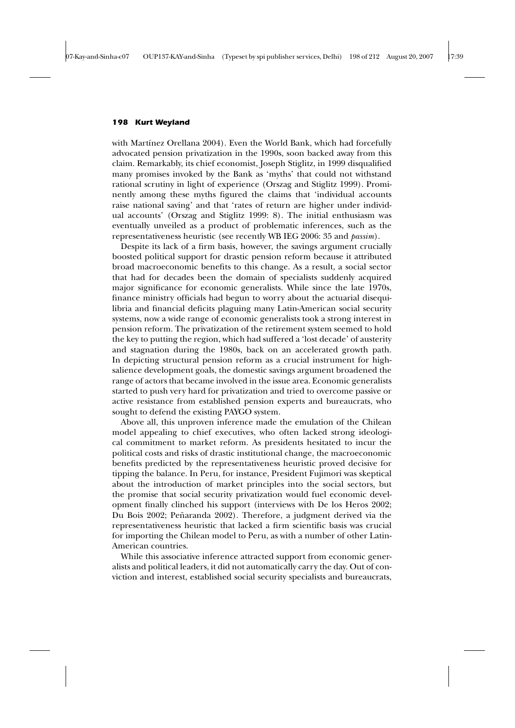with Martínez Orellana 2004). Even the World Bank, which had forcefully advocated pension privatization in the 1990s, soon backed away from this claim. Remarkably, its chief economist, Joseph Stiglitz, in 1999 disqualified many promises invoked by the Bank as 'myths' that could not withstand rational scrutiny in light of experience (Orszag and Stiglitz 1999). Prominently among these myths figured the claims that 'individual accounts raise national saving' and that 'rates of return are higher under individual accounts' (Orszag and Stiglitz 1999: 8). The initial enthusiasm was eventually unveiled as a product of problematic inferences, such as the representativeness heuristic (see recently WB IEG 2006: 35 and *passim*).

Despite its lack of a firm basis, however, the savings argument crucially boosted political support for drastic pension reform because it attributed broad macroeconomic benefits to this change. As a result, a social sector that had for decades been the domain of specialists suddenly acquired major significance for economic generalists. While since the late 1970s, finance ministry officials had begun to worry about the actuarial disequilibria and financial deficits plaguing many Latin-American social security systems, now a wide range of economic generalists took a strong interest in pension reform. The privatization of the retirement system seemed to hold the key to putting the region, which had suffered a 'lost decade' of austerity and stagnation during the 1980s, back on an accelerated growth path. In depicting structural pension reform as a crucial instrument for high-salience development goals, the domestic savings argument broadened the range of actors that became involved in the issue area. Economic generalists started to push very hard for privatization and tried to overcome passive or active resistance from established pension experts and bureaucrats, who sought to defend the existing PAYGO system.

Above all, this unproven inference made the emulation of the Chilean model appealing to chief executives, who often lacked strong ideological commitment to market reform. As presidents hesitated to incur the political costs and risks of drastic institutional change, the macroeconomic benefits predicted by the representativeness heuristic proved decisive for tipping the balance. In Peru, for instance, President Fujimori was skeptical about the introduction of market principles into the social sectors, but the promise that social security privatization would fuel economic development finally clinched his support (interviews with De los Heros 2002; Du Bois 2002; Peñaranda 2002). Therefore, a judgment derived via the representativeness heuristic that lacked a firm scientific basis was crucial for importing the Chilean model to Peru, as with a number of other Latin-American countries.

While this associative inference attracted support from economic generalists and political leaders, it did not automatically carry the day. Out of conviction and interest, established social security specialists and bureaucrats,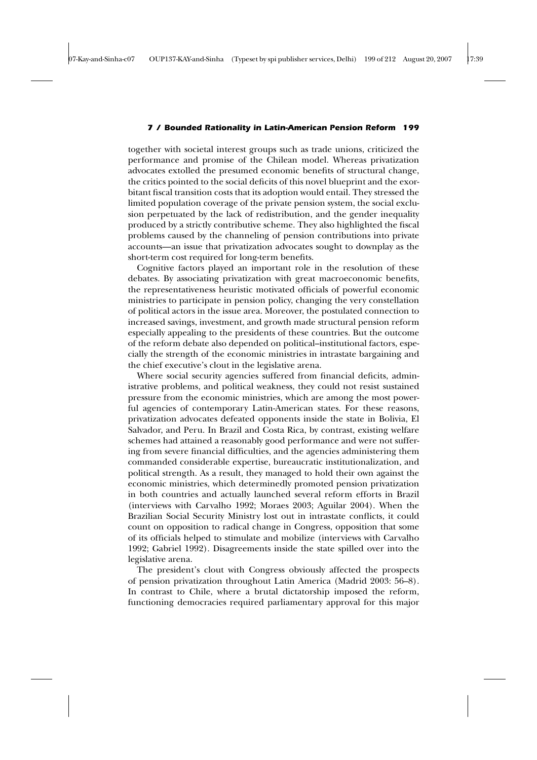together with societal interest groups such as trade unions, criticized the performance and promise of the Chilean model. Whereas privatization advocates extolled the presumed economic benefits of structural change, the critics pointed to the social deficits of this novel blueprint and the exorbitant fiscal transition costs that its adoption would entail. They stressed the limited population coverage of the private pension system, the social exclusion perpetuated by the lack of redistribution, and the gender inequality produced by a strictly contributive scheme. They also highlighted the fiscal problems caused by the channeling of pension contributions into private accounts—an issue that privatization advocates sought to downplay as the short-term cost required for long-term benefits.

Cognitive factors played an important role in the resolution of these debates. By associating privatization with great macroeconomic benefits, the representativeness heuristic motivated officials of powerful economic ministries to participate in pension policy, changing the very constellation of political actors in the issue area. Moreover, the postulated connection to increased savings, investment, and growth made structural pension reform especially appealing to the presidents of these countries. But the outcome of the reform debate also depended on political–institutional factors, especially the strength of the economic ministries in intrastate bargaining and the chief executive's clout in the legislative arena.

Where social security agencies suffered from financial deficits, administrative problems, and political weakness, they could not resist sustained pressure from the economic ministries, which are among the most powerful agencies of contemporary Latin-American states. For these reasons, privatization advocates defeated opponents inside the state in Bolivia, El Salvador, and Peru. In Brazil and Costa Rica, by contrast, existing welfare schemes had attained a reasonably good performance and were not suffering from severe financial difficulties, and the agencies administering them commanded considerable expertise, bureaucratic institutionalization, and political strength. As a result, they managed to hold their own against the economic ministries, which determinedly promoted pension privatization in both countries and actually launched several reform efforts in Brazil (interviews with Carvalho 1992; Moraes 2003; Aguilar 2004). When the Brazilian Social Security Ministry lost out in intrastate conflicts, it could count on opposition to radical change in Congress, opposition that some of its officials helped to stimulate and mobilize (interviews with Carvalho 1992; Gabriel 1992). Disagreements inside the state spilled over into the legislative arena.

The president's clout with Congress obviously affected the prospects of pension privatization throughout Latin America (Madrid 2003: 56–8). In contrast to Chile, where a brutal dictatorship imposed the reform, functioning democracies required parliamentary approval for this major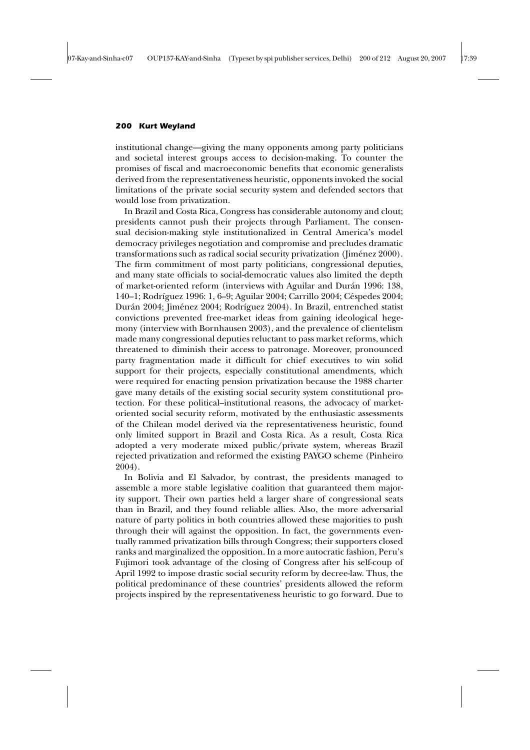institutional change—giving the many opponents among party politicians and societal interest groups access to decision-making. To counter the promises of fiscal and macroeconomic benefits that economic generalists derived from the representativeness heuristic, opponents invoked the social limitations of the private social security system and defended sectors that would lose from privatization.

In Brazil and Costa Rica, Congress has considerable autonomy and clout; presidents cannot push their projects through Parliament. The consensual decision-making style institutionalized in Central America's model democracy privileges negotiation and compromise and precludes dramatic transformations such as radical social security privatization (Jiménez 2000). The firm commitment of most party politicians, congressional deputies, and many state officials to social-democratic values also limited the depth of market-oriented reform (interviews with Aguilar and Durán 1996: 138, 140–1; Rodríguez 1996: 1, 6–9; Aguilar 2004; Carrillo 2004; Céspedes 2004; Durán 2004; Jiménez 2004; Rodríguez 2004). In Brazil, entrenched statist convictions prevented free-market ideas from gaining ideological hegemony (interview with Bornhausen 2003), and the prevalence of clientelism made many congressional deputies reluctant to pass market reforms, which threatened to diminish their access to patronage. Moreover, pronounced party fragmentation made it difficult for chief executives to win solid support for their projects, especially constitutional amendments, which were required for enacting pension privatization because the 1988 charter gave many details of the existing social security system constitutional protection. For these political–institutional reasons, the advocacy of market-oriented social security reform, motivated by the enthusiastic assessments of the Chilean model derived via the representativeness heuristic, found only limited support in Brazil and Costa Rica. As a result, Costa Rica adopted a very moderate mixed public/private system, whereas Brazil rejected privatization and reformed the existing PAYGO scheme (Pinheiro 2004).

In Bolivia and El Salvador, by contrast, the presidents managed to assemble a more stable legislative coalition that guaranteed them majority support. Their own parties held a larger share of congressional seats than in Brazil, and they found reliable allies. Also, the more adversarial nature of party politics in both countries allowed these majorities to push through their will against the opposition. In fact, the governments eventually rammed privatization bills through Congress; their supporters closed ranks and marginalized the opposition. In a more autocratic fashion, Peru's Fujimori took advantage of the closing of Congress after his self-coup of April 1992 to impose drastic social security reform by decree-law. Thus, the political predominance of these countries' presidents allowed the reform projects inspired by the representativeness heuristic to go forward. Due to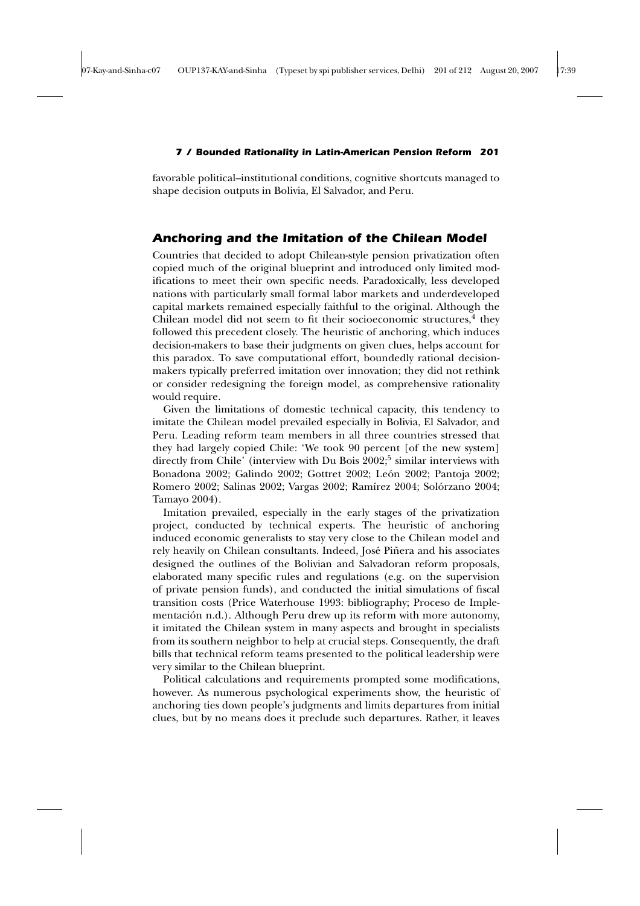favorable political–institutional conditions, cognitive shortcuts managed to shape decision outputs in Bolivia, El Salvador, and Peru.

## Anchoring and the Imitation of the Chilean Model

Countries that decided to adopt Chilean-style pension privatization often copied much of the original blueprint and introduced only limited modifications to meet their own specific needs. Paradoxically, less developed nations with particularly small formal labor markets and underdeveloped capital markets remained especially faithful to the original. Although the Chilean model did not seem to fit their socioeconomic structures,[4] they followed this precedent closely. The heuristic of anchoring, which induces decision-makers to base their judgments on given clues, helps account for this paradox. To save computational effort, boundedly rational decision-makers typically preferred imitation over innovation; they did not rethink or consider redesigning the foreign model, as comprehensive rationality would require.

Given the limitations of domestic technical capacity, this tendency to imitate the Chilean model prevailed especially in Bolivia, El Salvador, and Peru. Leading reform team members in all three countries stressed that they had largely copied Chile: 'We took 90 percent [of the new system] directly from Chile' (interview with Du Bois 2002;[5] similar interviews with Bonadona 2002; Galindo 2002; Gottret 2002; León 2002; Pantoja 2002; Romero 2002; Salinas 2002; Vargas 2002; Ramírez 2004; Solórzano 2004; Tamayo 2004).

Imitation prevailed, especially in the early stages of the privatization project, conducted by technical experts. The heuristic of anchoring induced economic generalists to stay very close to the Chilean model and rely heavily on Chilean consultants. Indeed, José Piñera and his associates designed the outlines of the Bolivian and Salvadoran reform proposals, elaborated many specific rules and regulations (e.g. on the supervision of private pension funds), and conducted the initial simulations of fiscal transition costs (Price Waterhouse 1993: bibliography; Proceso de Implementación n.d.). Although Peru drew up its reform with more autonomy, it imitated the Chilean system in many aspects and brought in specialists from its southern neighbor to help at crucial steps. Consequently, the draft bills that technical reform teams presented to the political leadership were very similar to the Chilean blueprint.

Political calculations and requirements prompted some modifications, however. As numerous psychological experiments show, the heuristic of anchoring ties down people's judgments and limits departures from initial clues, but by no means does it preclude such departures. Rather, it leaves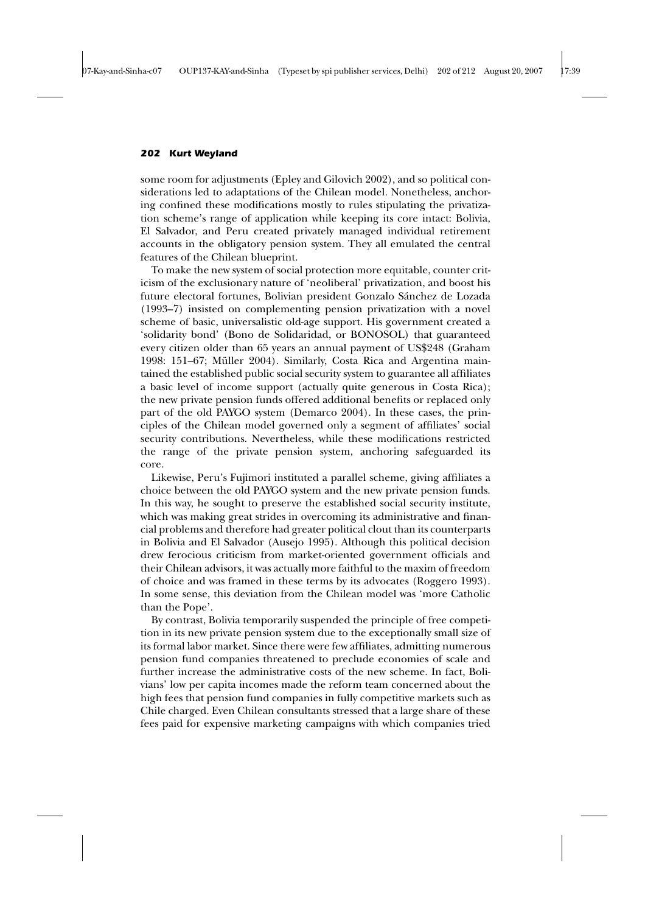some room for adjustments (Epley and Gilovich 2002), and so political considerations led to adaptations of the Chilean model. Nonetheless, anchoring confined these modifications mostly to rules stipulating the privatization scheme's range of application while keeping its core intact: Bolivia, El Salvador, and Peru created privately managed individual retirement accounts in the obligatory pension system. They all emulated the central features of the Chilean blueprint.

To make the new system of social protection more equitable, counter criticism of the exclusionary nature of 'neoliberal' privatization, and boost his future electoral fortunes, Bolivian president Gonzalo Sánchez de Lozada (1993–7) insisted on complementing pension privatization with a novel scheme of basic, universalistic old-age support. His government created a 'solidarity bond' (Bono de Solidaridad, or BONOSOL) that guaranteed every citizen older than 65 years an annual payment of US$248 (Graham 1998: 151–67; Müller 2004). Similarly, Costa Rica and Argentina maintained the established public social security system to guarantee all affiliates a basic level of income support (actually quite generous in Costa Rica); the new private pension funds offered additional benefits or replaced only part of the old PAYGO system (Demarco 2004). In these cases, the principles of the Chilean model governed only a segment of affiliates' social security contributions. Nevertheless, while these modifications restricted the range of the private pension system, anchoring safeguarded its core.

Likewise, Peru's Fujimori instituted a parallel scheme, giving affiliates a choice between the old PAYGO system and the new private pension funds. In this way, he sought to preserve the established social security institute, which was making great strides in overcoming its administrative and financial problems and therefore had greater political clout than its counterparts in Bolivia and El Salvador (Ausejo 1995). Although this political decision drew ferocious criticism from market-oriented government officials and their Chilean advisors, it was actually more faithful to the maxim of freedom of choice and was framed in these terms by its advocates (Roggero 1993). In some sense, this deviation from the Chilean model was 'more Catholic than the Pope'.

By contrast, Bolivia temporarily suspended the principle of free competition in its new private pension system due to the exceptionally small size of its formal labor market. Since there were few affiliates, admitting numerous pension fund companies threatened to preclude economies of scale and further increase the administrative costs of the new scheme. In fact, Bolivians' low per capita incomes made the reform team concerned about the high fees that pension fund companies in fully competitive markets such as Chile charged. Even Chilean consultants stressed that a large share of these fees paid for expensive marketing campaigns with which companies tried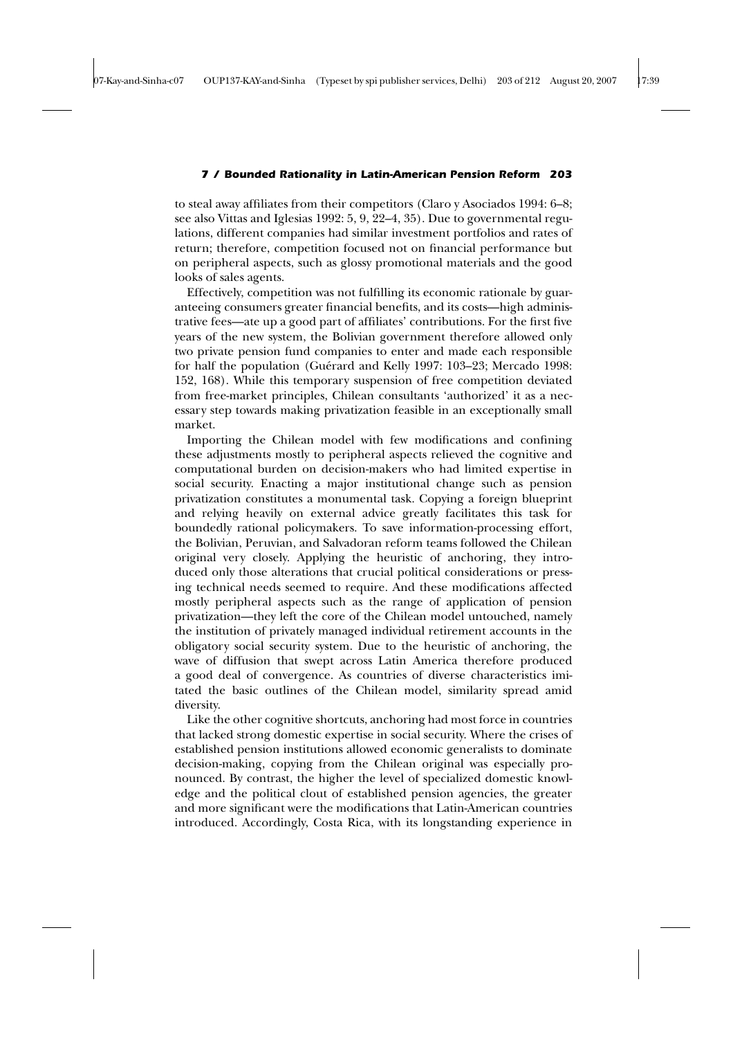to steal away affiliates from their competitors (Claro y Asociados 1994: 6–8; see also Vittas and Iglesias 1992: 5, 9, 22–4, 35). Due to governmental regulations, different companies had similar investment portfolios and rates of return; therefore, competition focused not on financial performance but on peripheral aspects, such as glossy promotional materials and the good looks of sales agents.

Effectively, competition was not fulfilling its economic rationale by guaranteeing consumers greater financial benefits, and its costs—high administrative fees—ate up a good part of affiliates' contributions. For the first five years of the new system, the Bolivian government therefore allowed only two private pension fund companies to enter and made each responsible for half the population (Guérard and Kelly 1997: 103–23; Mercado 1998: 152, 168). While this temporary suspension of free competition deviated from free-market principles, Chilean consultants 'authorized' it as a necessary step towards making privatization feasible in an exceptionally small market.

Importing the Chilean model with few modifications and confining these adjustments mostly to peripheral aspects relieved the cognitive and computational burden on decision-makers who had limited expertise in social security. Enacting a major institutional change such as pension privatization constitutes a monumental task. Copying a foreign blueprint and relying heavily on external advice greatly facilitates this task for boundedly rational policymakers. To save information-processing effort, the Bolivian, Peruvian, and Salvadoran reform teams followed the Chilean original very closely. Applying the heuristic of anchoring, they introduced only those alterations that crucial political considerations or pressing technical needs seemed to require. And these modifications affected mostly peripheral aspects such as the range of application of pension privatization—they left the core of the Chilean model untouched, namely the institution of privately managed individual retirement accounts in the obligatory social security system. Due to the heuristic of anchoring, the wave of diffusion that swept across Latin America therefore produced a good deal of convergence. As countries of diverse characteristics imitated the basic outlines of the Chilean model, similarity spread amid diversity.

Like the other cognitive shortcuts, anchoring had most force in countries that lacked strong domestic expertise in social security. Where the crises of established pension institutions allowed economic generalists to dominate decision-making, copying from the Chilean original was especially pronounced. By contrast, the higher the level of specialized domestic knowledge and the political clout of established pension agencies, the greater and more significant were the modifications that Latin-American countries introduced. Accordingly, Costa Rica, with its longstanding experience in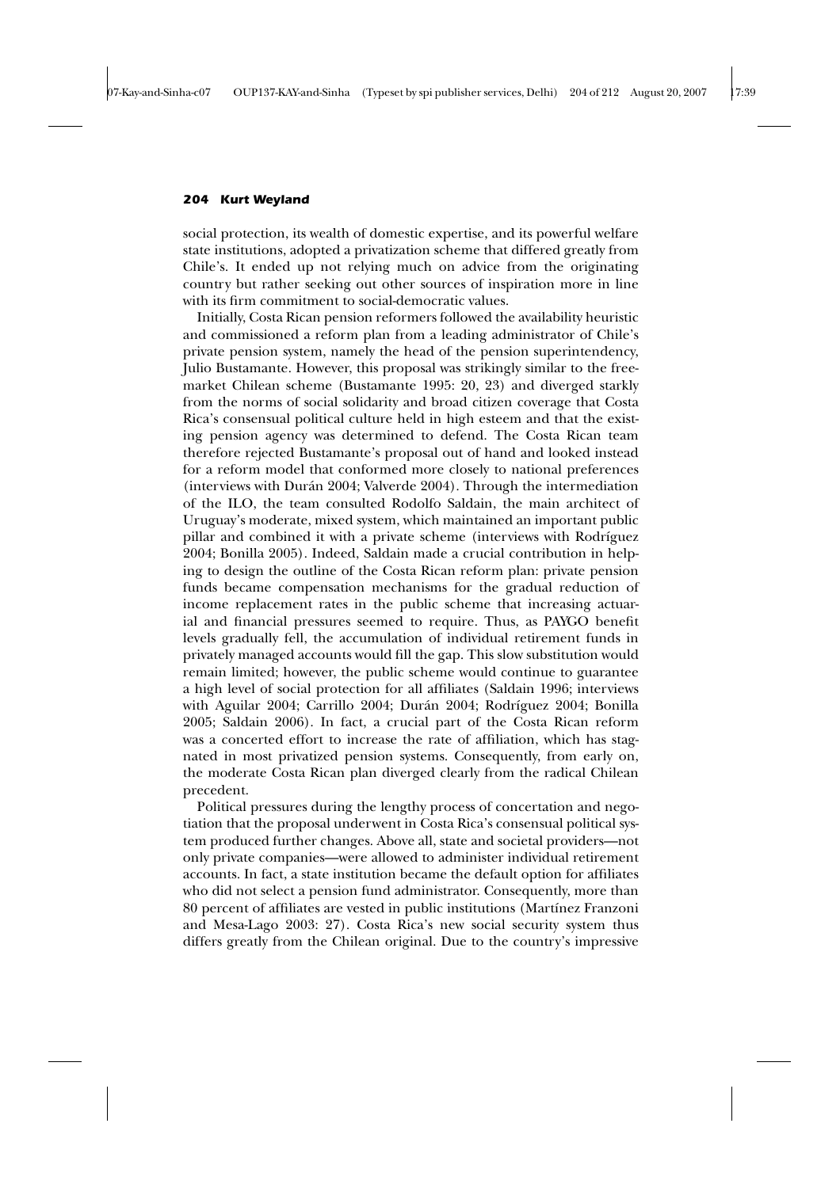social protection, its wealth of domestic expertise, and its powerful welfare state institutions, adopted a privatization scheme that differed greatly from Chile's. It ended up not relying much on advice from the originating country but rather seeking out other sources of inspiration more in line with its firm commitment to social-democratic values.

Initially, Costa Rican pension reformers followed the availability heuristic and commissioned a reform plan from a leading administrator of Chile's private pension system, namely the head of the pension superintendency, Julio Bustamante. However, this proposal was strikingly similar to the free-market Chilean scheme (Bustamante 1995: 20, 23) and diverged starkly from the norms of social solidarity and broad citizen coverage that Costa Rica's consensual political culture held in high esteem and that the existing pension agency was determined to defend. The Costa Rican team therefore rejected Bustamante's proposal out of hand and looked instead for a reform model that conformed more closely to national preferences (interviews with Durán 2004; Valverde 2004). Through the intermediation of the ILO, the team consulted Rodolfo Saldain, the main architect of Uruguay's moderate, mixed system, which maintained an important public pillar and combined it with a private scheme (interviews with Rodríguez 2004; Bonilla 2005). Indeed, Saldain made a crucial contribution in helping to design the outline of the Costa Rican reform plan: private pension funds became compensation mechanisms for the gradual reduction of income replacement rates in the public scheme that increasing actuarial and financial pressures seemed to require. Thus, as PAYGO benefit levels gradually fell, the accumulation of individual retirement funds in privately managed accounts would fill the gap. This slow substitution would remain limited; however, the public scheme would continue to guarantee a high level of social protection for all affiliates (Saldain 1996; interviews with Aguilar 2004; Carrillo 2004; Durán 2004; Rodríguez 2004; Bonilla 2005; Saldain 2006). In fact, a crucial part of the Costa Rican reform was a concerted effort to increase the rate of affiliation, which has stagnated in most privatized pension systems. Consequently, from early on, the moderate Costa Rican plan diverged clearly from the radical Chilean precedent.

Political pressures during the lengthy process of concertation and negotiation that the proposal underwent in Costa Rica's consensual political system produced further changes. Above all, state and societal providers—not only private companies—were allowed to administer individual retirement accounts. In fact, a state institution became the default option for affiliates who did not select a pension fund administrator. Consequently, more than 80 percent of affiliates are vested in public institutions (Martínez Franzoni and Mesa-Lago 2003: 27). Costa Rica's new social security system thus differs greatly from the Chilean original. Due to the country's impressive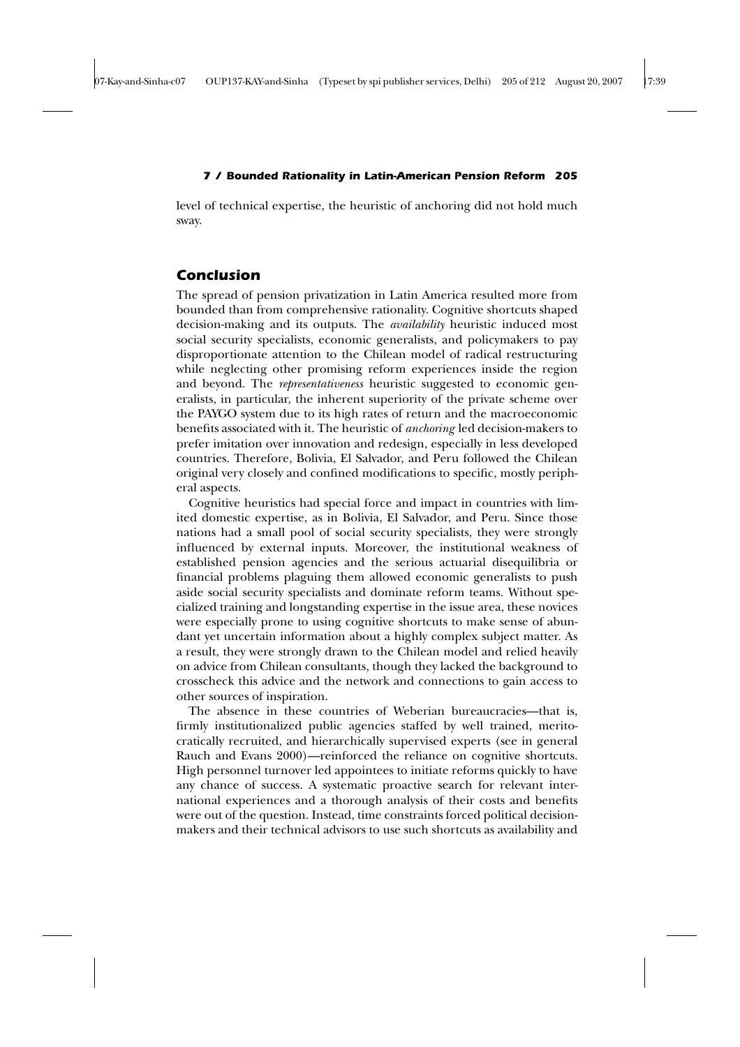level of technical expertise, the heuristic of anchoring did not hold much sway.

## Conclusion

The spread of pension privatization in Latin America resulted more from bounded than from comprehensive rationality. Cognitive shortcuts shaped decision-making and its outputs. The *availability* heuristic induced most social security specialists, economic generalists, and policymakers to pay disproportionate attention to the Chilean model of radical restructuring while neglecting other promising reform experiences inside the region and beyond. The *representativeness* heuristic suggested to economic generalists, in particular, the inherent superiority of the private scheme over the PAYGO system due to its high rates of return and the macroeconomic benefits associated with it. The heuristic of *anchoring* led decision-makers to prefer imitation over innovation and redesign, especially in less developed countries. Therefore, Bolivia, El Salvador, and Peru followed the Chilean original very closely and confined modifications to specific, mostly peripheral aspects.

Cognitive heuristics had special force and impact in countries with limited domestic expertise, as in Bolivia, El Salvador, and Peru. Since those nations had a small pool of social security specialists, they were strongly influenced by external inputs. Moreover, the institutional weakness of established pension agencies and the serious actuarial disequilibria or financial problems plaguing them allowed economic generalists to push aside social security specialists and dominate reform teams. Without specialized training and longstanding expertise in the issue area, these novices were especially prone to using cognitive shortcuts to make sense of abundant yet uncertain information about a highly complex subject matter. As a result, they were strongly drawn to the Chilean model and relied heavily on advice from Chilean consultants, though they lacked the background to crosscheck this advice and the network and connections to gain access to other sources of inspiration.

The absence in these countries of Weberian bureaucracies—that is, firmly institutionalized public agencies staffed by well trained, meritocratically recruited, and hierarchically supervised experts (see in general Rauch and Evans 2000)—reinforced the reliance on cognitive shortcuts. High personnel turnover led appointees to initiate reforms quickly to have any chance of success. A systematic proactive search for relevant international experiences and a thorough analysis of their costs and benefits were out of the question. Instead, time constraints forced political decision-makers and their technical advisors to use such shortcuts as availability and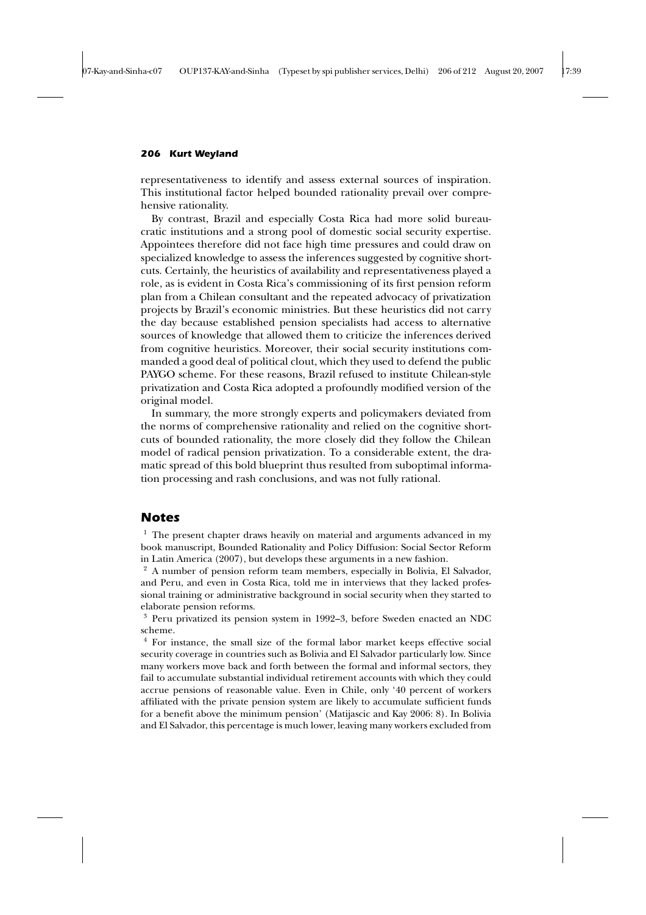representativeness to identify and assess external sources of inspiration. This institutional factor helped bounded rationality prevail over comprehensive rationality.

By contrast, Brazil and especially Costa Rica had more solid bureaucratic institutions and a strong pool of domestic social security expertise. Appointees therefore did not face high time pressures and could draw on specialized knowledge to assess the inferences suggested by cognitive shortcuts. Certainly, the heuristics of availability and representativeness played a role, as is evident in Costa Rica's commissioning of its first pension reform plan from a Chilean consultant and the repeated advocacy of privatization projects by Brazil's economic ministries. But these heuristics did not carry the day because established pension specialists had access to alternative sources of knowledge that allowed them to criticize the inferences derived from cognitive heuristics. Moreover, their social security institutions commanded a good deal of political clout, which they used to defend the public PAYGO scheme. For these reasons, Brazil refused to institute Chilean-style privatization and Costa Rica adopted a profoundly modified version of the original model.

In summary, the more strongly experts and policymakers deviated from the norms of comprehensive rationality and relied on the cognitive shortcuts of bounded rationality, the more closely did they follow the Chilean model of radical pension privatization. To a considerable extent, the dramatic spread of this bold blueprint thus resulted from suboptimal information processing and rash conclusions, and was not fully rational.

## Notes

[1] The present chapter draws heavily on material and arguments advanced in my book manuscript, Bounded Rationality and Policy Diffusion: Social Sector Reform in Latin America (2007), but develops these arguments in a new fashion.

[2] A number of pension reform team members, especially in Bolivia, El Salvador, and Peru, and even in Costa Rica, told me in interviews that they lacked professional training or administrative background in social security when they started to elaborate pension reforms.

[3] Peru privatized its pension system in 1992–3, before Sweden enacted an NDC scheme.

[4] For instance, the small size of the formal labor market keeps effective social security coverage in countries such as Bolivia and El Salvador particularly low. Since many workers move back and forth between the formal and informal sectors, they fail to accumulate substantial individual retirement accounts with which they could accrue pensions of reasonable value. Even in Chile, only '40 percent of workers affiliated with the private pension system are likely to accumulate sufficient funds for a benefit above the minimum pension' (Matijascic and Kay 2006: 8). In Bolivia and El Salvador, this percentage is much lower, leaving many workers excluded from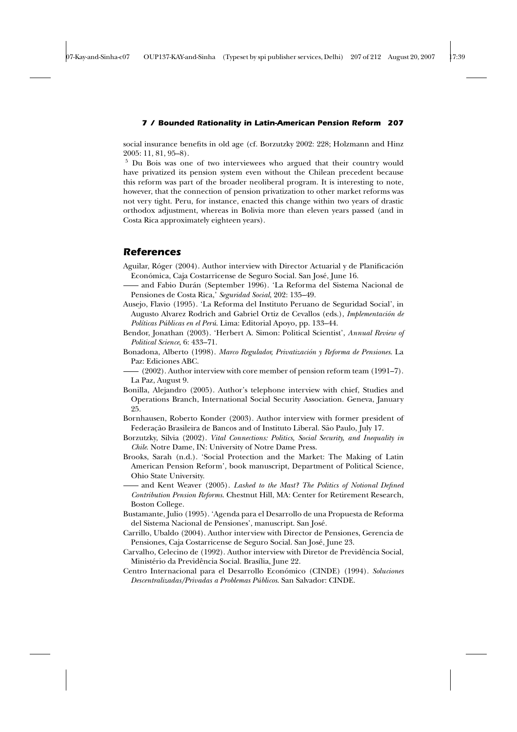social insurance benefits in old age (cf. Borzutzky 2002: 228; Holzmann and Hinz 2005: 11, 81, 95–8).

[5] Du Bois was one of two interviewees who argued that their country would have privatized its pension system even without the Chilean precedent because this reform was part of the broader neoliberal program. It is interesting to note, however, that the connection of pension privatization to other market reforms was not very tight. Peru, for instance, enacted this change within two years of drastic orthodox adjustment, whereas in Bolivia more than eleven years passed (and in Costa Rica approximately eighteen years).

## References

Aguilar, Róger (2004). Author interview with Director Actuarial y de Planificación Económica, Caja Costarricense de Seguro Social. San José, June 16.

—— and Fabio Durán (September 1996). 'La Reforma del Sistema Nacional de Pensiones de Costa Rica,' *Seguridad Social*, 202: 135–49.

Ausejo, Flavio (1995). 'La Reforma del Instituto Peruano de Seguridad Social', in Augusto Alvarez Rodrich and Gabriel Ortiz de Cevallos (eds.), *Implementación de Políticas Públicas en el Perú*. Lima: Editorial Apoyo, pp. 133–44.

Bendor, Jonathan (2003). 'Herbert A. Simon: Political Scientist', *Annual Review of Political Science*, 6: 433–71.

Bonadona, Alberto (1998). *Marco Regulador, Privatización y Reforma de Pensiones*. La Paz: Ediciones ABC.

—— (2002). Author interview with core member of pension reform team (1991–7). La Paz, August 9.

Bonilla, Alejandro (2005). Author's telephone interview with chief, Studies and Operations Branch, International Social Security Association. Geneva, January 25.

Bornhausen, Roberto Konder (2003). Author interview with former president of Federação Brasileira de Bancos and of Instituto Liberal. São Paulo, July 17.

Borzutzky, Silvia (2002). *Vital Connections: Politics, Social Security, and Inequality in Chile*. Notre Dame, IN: University of Notre Dame Press.

Brooks, Sarah (n.d.). 'Social Protection and the Market: The Making of Latin American Pension Reform', book manuscript, Department of Political Science, Ohio State University.

—— and Kent Weaver (2005). *Lashed to the Mast? The Politics of Notional Defined Contribution Pension Reforms*. Chestnut Hill, MA: Center for Retirement Research, Boston College.

Bustamante, Julio (1995). 'Agenda para el Desarrollo de una Propuesta de Reforma del Sistema Nacional de Pensiones', manuscript. San José.

Carrillo, Ubaldo (2004). Author interview with Director de Pensiones, Gerencia de Pensiones, Caja Costarricense de Seguro Social. San José, June 23.

Carvalho, Celecino de (1992). Author interview with Diretor de Previdência Social, Ministério da Previdência Social. Brasília, June 22.

Centro Internacional para el Desarrollo Económico (CINDE) (1994). *Soluciones Descentralizadas/Privadas a Problemas Públicos*. San Salvador: CINDE.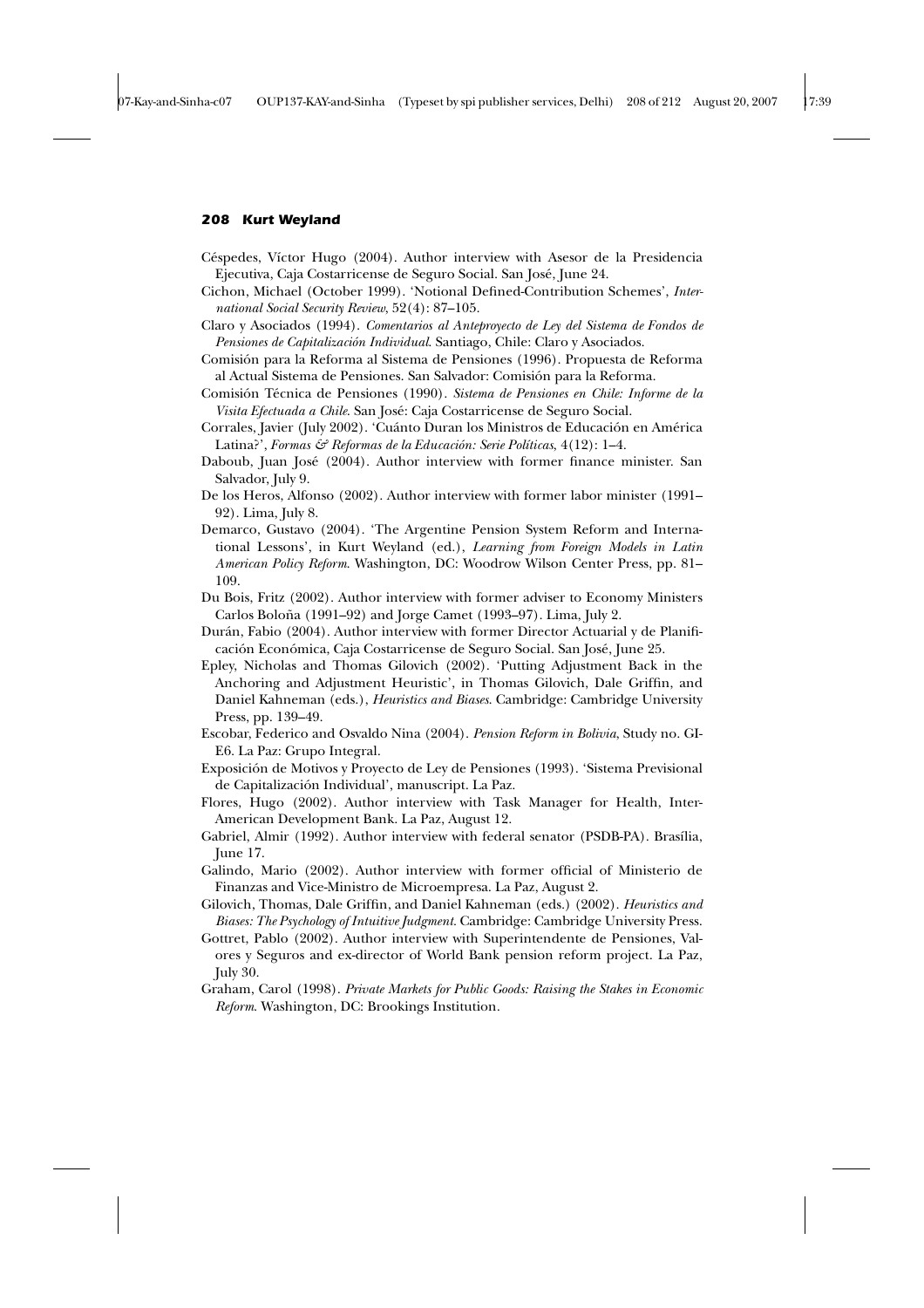Céspedes, Víctor Hugo (2004). Author interview with Asesor de la Presidencia Ejecutiva, Caja Costarricense de Seguro Social. San José, June 24.

Cichon, Michael (October 1999). 'Notional Defined-Contribution Schemes', *International Social Security Review*, 52(4): 87–105.

Claro y Asociados (1994). *Comentarios al Anteproyecto de Ley del Sistema de Fondos de Pensiones de Capitalización Individual*. Santiago, Chile: Claro y Asociados.

Comisión para la Reforma al Sistema de Pensiones (1996). Propuesta de Reforma al Actual Sistema de Pensiones. San Salvador: Comisión para la Reforma.

Comisión Técnica de Pensiones (1990). *Sistema de Pensiones en Chile: Informe de la Visita Efectuada a Chile.* San José: Caja Costarricense de Seguro Social.

Corrales, Javier (July 2002). 'Cuánto Duran los Ministros de Educación en América Latina?', *Formas & Reformas de la Educación: Serie Políticas*, 4(12): 1–4.

Daboub, Juan José (2004). Author interview with former finance minister. San Salvador, July 9.

De los Heros, Alfonso (2002). Author interview with former labor minister (1991–92). Lima, July 8.

Demarco, Gustavo (2004). 'The Argentine Pension System Reform and International Lessons', in Kurt Weyland (ed.), *Learning from Foreign Models in Latin American Policy Reform*. Washington, DC: Woodrow Wilson Center Press, pp. 81–109.

Du Bois, Fritz (2002). Author interview with former adviser to Economy Ministers Carlos Boloña (1991–92) and Jorge Camet (1993–97). Lima, July 2.

Durán, Fabio (2004). Author interview with former Director Actuarial y de Planificación Económica, Caja Costarricense de Seguro Social. San José, June 25.

Epley, Nicholas and Thomas Gilovich (2002). 'Putting Adjustment Back in the Anchoring and Adjustment Heuristic', in Thomas Gilovich, Dale Griffin, and Daniel Kahneman (eds.), *Heuristics and Biases*. Cambridge: Cambridge University Press, pp. 139–49.

Escobar, Federico and Osvaldo Nina (2004). *Pension Reform in Bolivia*, Study no. GI-E6. La Paz: Grupo Integral.

Exposición de Motivos y Proyecto de Ley de Pensiones (1993). 'Sistema Previsional de Capitalización Individual', manuscript. La Paz.

Flores, Hugo (2002). Author interview with Task Manager for Health, Inter-American Development Bank. La Paz, August 12.

Gabriel, Almir (1992). Author interview with federal senator (PSDB-PA). Brasília, June 17.

Galindo, Mario (2002). Author interview with former official of Ministerio de Finanzas and Vice-Ministro de Microempresa. La Paz, August 2.

Gilovich, Thomas, Dale Griffin, and Daniel Kahneman (eds.) (2002). *Heuristics and Biases: The Psychology of Intuitive Judgment*. Cambridge: Cambridge University Press.

Gottret, Pablo (2002). Author interview with Superintendente de Pensiones, Valores y Seguros and ex-director of World Bank pension reform project. La Paz, July 30.

Graham, Carol (1998). *Private Markets for Public Goods: Raising the Stakes in Economic Reform*. Washington, DC: Brookings Institution.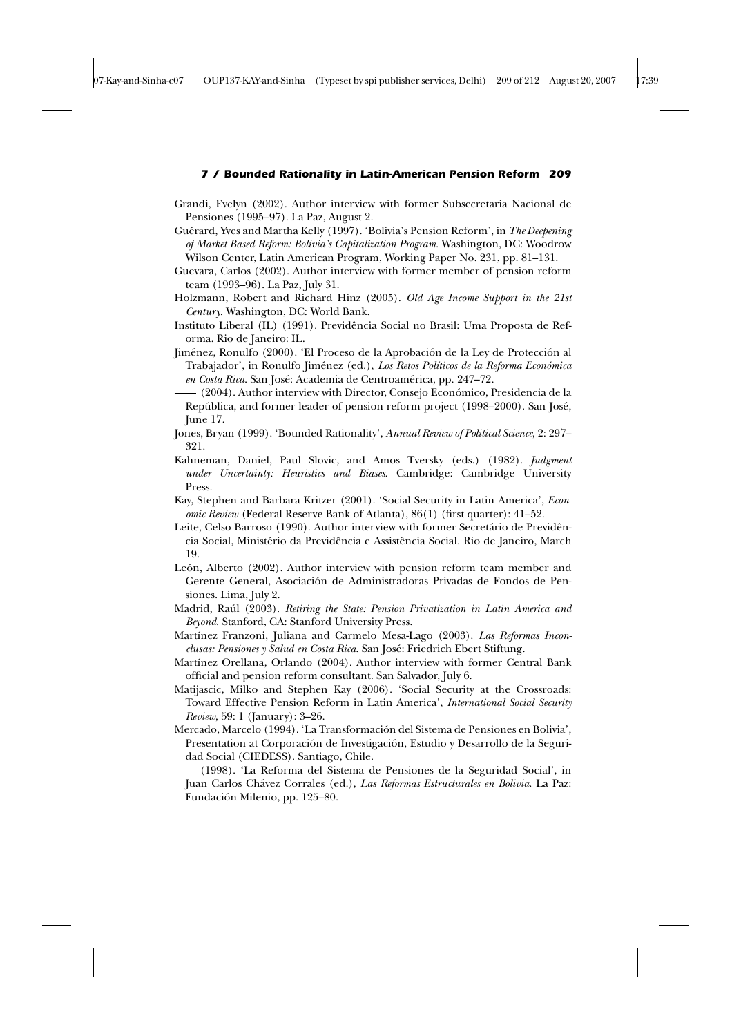Grandi, Evelyn (2002). Author interview with former Subsecretaria Nacional de Pensiones (1995–97). La Paz, August 2.

Guérard, Yves and Martha Kelly (1997). 'Bolivia's Pension Reform', in *The Deepening of Market Based Reform: Bolivia's Capitalization Program*. Washington, DC: Woodrow Wilson Center, Latin American Program, Working Paper No. 231, pp. 81–131.

Guevara, Carlos (2002). Author interview with former member of pension reform team (1993–96). La Paz, July 31.

Holzmann, Robert and Richard Hinz (2005). *Old Age Income Support in the 21st Century*. Washington, DC: World Bank.

Instituto Liberal (IL) (1991). Previdência Social no Brasil: Uma Proposta de Reforma. Rio de Janeiro: IL.

Jiménez, Ronulfo (2000). 'El Proceso de la Aprobación de la Ley de Protección al Trabajador', in Ronulfo Jiménez (ed.), *Los Retos Políticos de la Reforma Económica en Costa Rica*. San José: Academia de Centroamérica, pp. 247–72.

—— (2004). Author interview with Director, Consejo Económico, Presidencia de la República, and former leader of pension reform project (1998–2000). San José, June 17.

Jones, Bryan (1999). 'Bounded Rationality', *Annual Review of Political Science*, 2: 297–321.

Kahneman, Daniel, Paul Slovic, and Amos Tversky (eds.) (1982). *Judgment under Uncertainty: Heuristics and Biases*. Cambridge: Cambridge University Press.

Kay, Stephen and Barbara Kritzer (2001). 'Social Security in Latin America', *Economic Review* (Federal Reserve Bank of Atlanta), 86(1) (first quarter): 41–52.

Leite, Celso Barroso (1990). Author interview with former Secretário de Previdência Social, Ministério da Previdência e Assistência Social. Rio de Janeiro, March 19.

León, Alberto (2002). Author interview with pension reform team member and Gerente General, Asociación de Administradoras Privadas de Fondos de Pensiones. Lima, July 2.

Madrid, Raúl (2003). *Retiring the State: Pension Privatization in Latin America and Beyond*. Stanford, CA: Stanford University Press.

Martínez Franzoni, Juliana and Carmelo Mesa-Lago (2003). *Las Reformas Inconclusas: Pensiones y Salud en Costa Rica*. San José: Friedrich Ebert Stiftung.

Martínez Orellana, Orlando (2004). Author interview with former Central Bank official and pension reform consultant. San Salvador, July 6.

Matijascic, Milko and Stephen Kay (2006). 'Social Security at the Crossroads: Toward Effective Pension Reform in Latin America', *International Social Security Review*, 59: 1 (January): 3–26.

Mercado, Marcelo (1994). 'La Transformación del Sistema de Pensiones en Bolivia', Presentation at Corporación de Investigación, Estudio y Desarrollo de la Seguridad Social (CIEDESS). Santiago, Chile.

—— (1998). 'La Reforma del Sistema de Pensiones de la Seguridad Social', in Juan Carlos Chávez Corrales (ed.), *Las Reformas Estructurales en Bolivia*. La Paz: Fundación Milenio, pp. 125–80.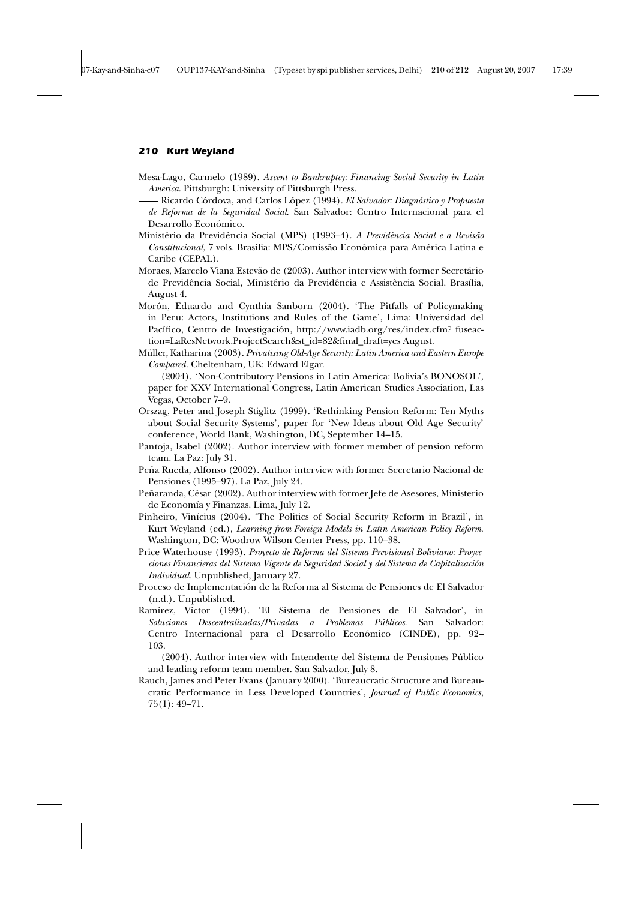Mesa-Lago, Carmelo (1989). *Ascent to Bankruptcy: Financing Social Security in Latin America*. Pittsburgh: University of Pittsburgh Press.

—— Ricardo Córdova, and Carlos López (1994). *El Salvador: Diagnóstico y Propuesta de Reforma de la Seguridad Social*. San Salvador: Centro Internacional para el Desarrollo Económico.

Ministério da Previdência Social (MPS) (1993–4). *A Previdência Social e a Revisão Constitucional*, 7 vols. Brasília: MPS/Comissão Econômica para América Latina e Caribe (CEPAL).

Moraes, Marcelo Viana Estevão de (2003). Author interview with former Secretário de Previdência Social, Ministério da Previdência e Assistência Social. Brasília, August 4.

Morón, Eduardo and Cynthia Sanborn (2004). 'The Pitfalls of Policymaking in Peru: Actors, Institutions and Rules of the Game', Lima: Universidad del Pacífico, Centro de Investigación, http://www.iadb.org/res/index.cfm? fuseaction=LaResNetwork.ProjectSearch&st_id=82&final_draft=yes August.

Müller, Katharina (2003). *Privatising Old-Age Security: Latin America and Eastern Europe Compared*. Cheltenham, UK: Edward Elgar.

—— (2004). 'Non-Contributory Pensions in Latin America: Bolivia's BONOSOL', paper for XXV International Congress, Latin American Studies Association, Las Vegas, October 7–9.

Orszag, Peter and Joseph Stiglitz (1999). 'Rethinking Pension Reform: Ten Myths about Social Security Systems', paper for 'New Ideas about Old Age Security' conference, World Bank, Washington, DC, September 14–15.

Pantoja, Isabel (2002). Author interview with former member of pension reform team. La Paz: July 31.

Peña Rueda, Alfonso (2002). Author interview with former Secretario Nacional de Pensiones (1995–97). La Paz, July 24.

Peñaranda, César (2002). Author interview with former Jefe de Asesores, Ministerio de Economía y Finanzas. Lima, July 12.

Pinheiro, Vinícius (2004). 'The Politics of Social Security Reform in Brazil', in Kurt Weyland (ed.), *Learning from Foreign Models in Latin American Policy Reform*. Washington, DC: Woodrow Wilson Center Press, pp. 110–38.

Price Waterhouse (1993). *Proyecto de Reforma del Sistema Previsional Boliviano: Proyecciones Financieras del Sistema Vigente de Seguridad Social y del Sistema de Capitalización Individual*. Unpublished, January 27.

Proceso de Implementación de la Reforma al Sistema de Pensiones de El Salvador (n.d.). Unpublished.

Ramírez, Víctor (1994). 'El Sistema de Pensiones de El Salvador', in *Soluciones Descentralizadas/Privadas a Problemas Públicos*. San Salvador: Centro Internacional para el Desarrollo Económico (CINDE), pp. 92–103.

—— (2004). Author interview with Intendente del Sistema de Pensiones Público and leading reform team member. San Salvador, July 8.

Rauch, James and Peter Evans (January 2000). 'Bureaucratic Structure and Bureaucratic Performance in Less Developed Countries', *Journal of Public Economics*, 75(1): 49–71.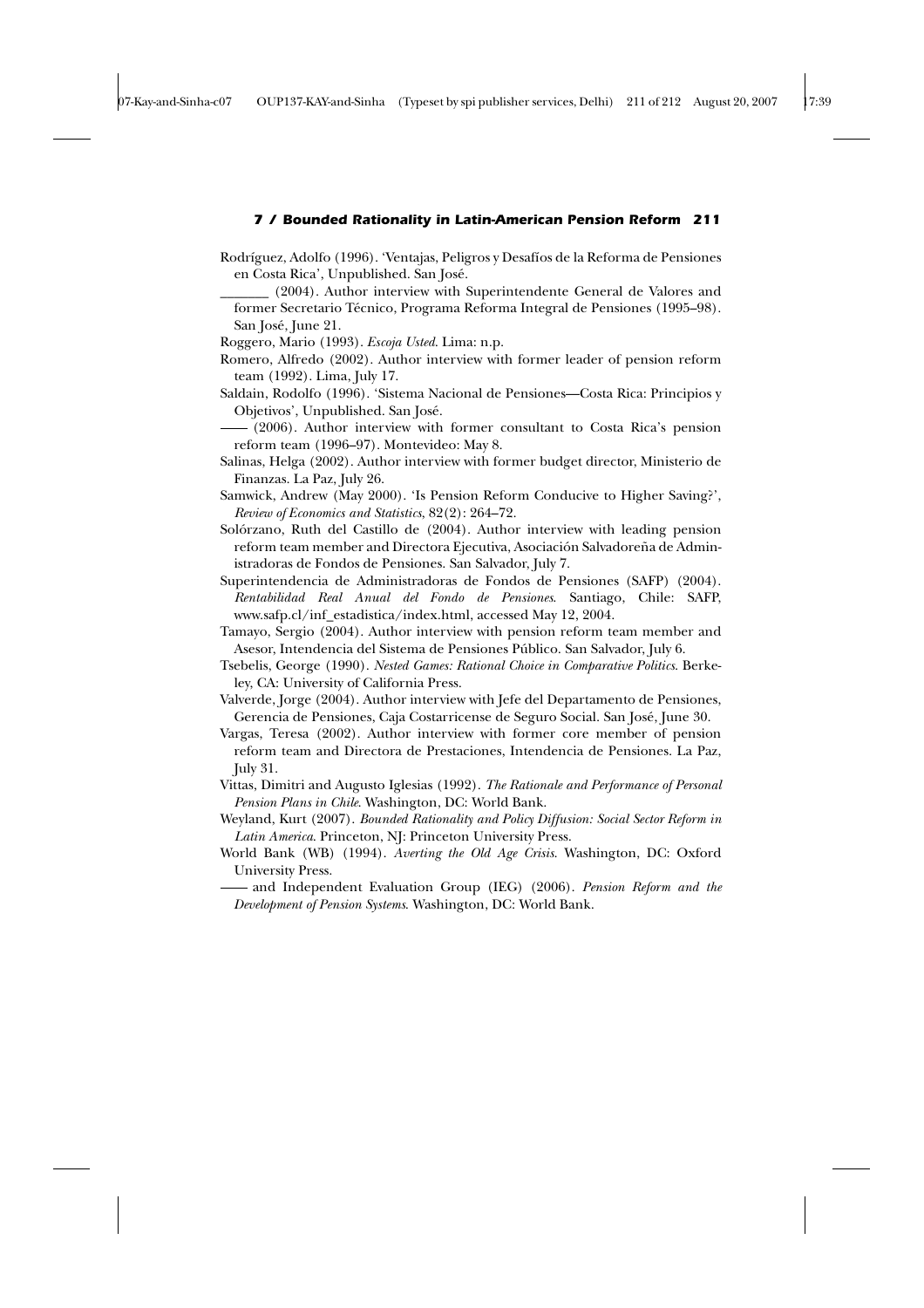Rodríguez, Adolfo (1996). 'Ventajas, Peligros y Desafíos de la Reforma de Pensiones en Costa Rica', Unpublished. San José.

_______ (2004). Author interview with Superintendente General de Valores and former Secretario Técnico, Programa Reforma Integral de Pensiones (1995–98). San José, June 21.

Roggero, Mario (1993). *Escoja Usted*. Lima: n.p.

Romero, Alfredo (2002). Author interview with former leader of pension reform team (1992). Lima, July 17.

Saldain, Rodolfo (1996). 'Sistema Nacional de Pensiones—Costa Rica: Principios y Objetivos', Unpublished. San José.

—— (2006). Author interview with former consultant to Costa Rica's pension reform team (1996–97). Montevideo: May 8.

Salinas, Helga (2002). Author interview with former budget director, Ministerio de Finanzas. La Paz, July 26.

Samwick, Andrew (May 2000). 'Is Pension Reform Conducive to Higher Saving?', *Review of Economics and Statistics*, 82(2): 264–72.

Solórzano, Ruth del Castillo de (2004). Author interview with leading pension reform team member and Directora Ejecutiva, Asociación Salvadoreña de Administradoras de Fondos de Pensiones. San Salvador, July 7.

Superintendencia de Administradoras de Fondos de Pensiones (SAFP) (2004). *Rentabilidad Real Anual del Fondo de Pensiones*. Santiago, Chile: SAFP, www.safp.cl/inf_estadistica/index.html, accessed May 12, 2004.

Tamayo, Sergio (2004). Author interview with pension reform team member and Asesor, Intendencia del Sistema de Pensiones Público. San Salvador, July 6.

Tsebelis, George (1990). *Nested Games: Rational Choice in Comparative Politics*. Berkeley, CA: University of California Press.

Valverde, Jorge (2004). Author interview with Jefe del Departamento de Pensiones, Gerencia de Pensiones, Caja Costarricense de Seguro Social. San José, June 30.

Vargas, Teresa (2002). Author interview with former core member of pension reform team and Directora de Prestaciones, Intendencia de Pensiones. La Paz, July 31.

Vittas, Dimitri and Augusto Iglesias (1992). *The Rationale and Performance of Personal Pension Plans in Chile*. Washington, DC: World Bank.

Weyland, Kurt (2007). *Bounded Rationality and Policy Diffusion: Social Sector Reform in Latin America*. Princeton, NJ: Princeton University Press.

World Bank (WB) (1994). *Averting the Old Age Crisis*. Washington, DC: Oxford University Press.

—— and Independent Evaluation Group (IEG) (2006). *Pension Reform and the Development of Pension Systems*. Washington, DC: World Bank.